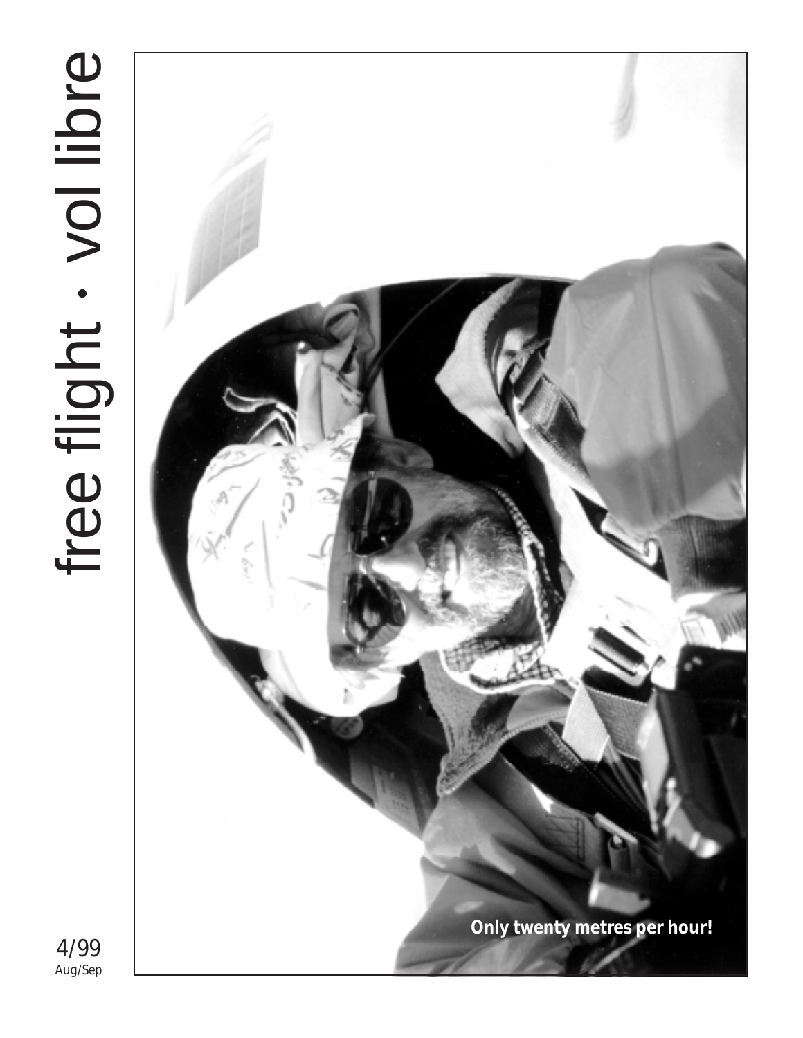# free flight · vol libre

4/99
Aug/Sep

Only twenty metres per hour!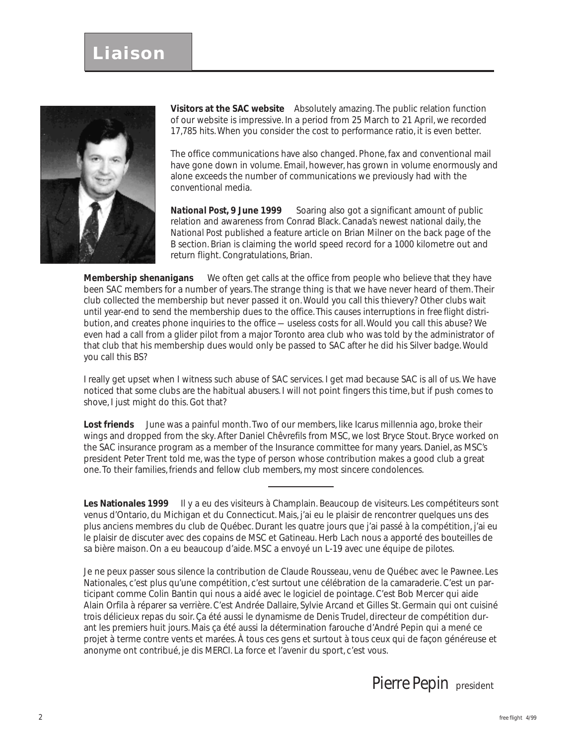# Liaison

**Visitors at the SAC website** Absolutely amazing. The public relation function of our website is impressive. In a period from 25 March to 21 April, we recorded 17,785 hits. When you consider the cost to performance ratio, it is even better.

The office communications have also changed. Phone, fax and conventional mail have gone down in volume. Email, however, has grown in volume enormously and alone exceeds the number of communications we previously had with the conventional media.

***National Post*, 9 June 1999** Soaring also got a significant amount of public relation and awareness from Conrad Black. Canada's newest national daily, the *National Post* published a feature article on Brian Milner on the back page of the B section. Brian is claiming the world speed record for a 1000 kilometre out and return flight. Congratulations, Brian.

**Membership shenanigans** We often get calls at the office from people who believe that they have been SAC members for a number of years. The strange thing is that we have never heard of them. Their club collected the membership but never passed it on. Would you call this thievery? Other clubs wait until year-end to send the membership dues to the office. This causes interruptions in *free flight* distribution, and creates phone inquiries to the office — useless costs for all. Would you call this abuse? We even had a call from a glider pilot from a major Toronto area club who was told by the administrator of that club that his membership dues would only be passed to SAC after he did his Silver badge. Would you call this BS?

I really get upset when I witness such abuse of SAC services. I get mad because SAC is all of us. We have noticed that some clubs are the habitual abusers. I will not point fingers this time, but if push comes to shove, I just might do this. Got that?

**Lost friends** June was a painful month. Two of our members, like Icarus millennia ago, broke their wings and dropped from the sky. After Daniel Chêvrefils from MSC, we lost Bryce Stout. Bryce worked on the SAC insurance program as a member of the Insurance committee for many years. Daniel, as MSC's president Peter Trent told me, was the type of person whose contribution makes a good club a great one. To their families, friends and fellow club members, my most sincere condolences.

---

**Les Nationales 1999** Il y a eu des visiteurs à Champlain. Beaucoup de visiteurs. Les compétiteurs sont venus d'Ontario, du Michigan et du Connecticut. Mais, j'ai eu le plaisir de rencontrer quelques uns des plus anciens membres du club de Québec. Durant les quatre jours que j'ai passé à la compétition, j'ai eu le plaisir de discuter avec des copains de MSC et Gatineau. Herb Lach nous a apporté des bouteilles de sa bière maison. On a eu beaucoup d'aide. MSC a envoyé un L-19 avec une équipe de pilotes.

Je ne peux passer sous silence la contribution de Claude Rousseau, venu de Québec avec le Pawnee. Les Nationales, c'est plus qu'une compétition, c'est surtout une célébration de la camaraderie. C'est un participant comme Colin Bantin qui nous a aidé avec le logiciel de pointage. C'est Bob Mercer qui aide Alain Orfila à réparer sa verrière. C'est Andrée Dallaire, Sylvie Arcand et Gilles St. Germain qui ont cuisiné trois délicieux repas du soir. Ça été aussi le dynamisme de Denis Trudel, directeur de compétition durant les premiers huit jours. Mais ça été aussi la détermination farouche d'André Pepin qui a mené ce projet à terme contre vents et marées. À tous ces gens et surtout à tous ceux qui de façon généreuse et anonyme ont contribué, je dis MERCI. La force et l'avenir du sport, c'est vous.

Pierre Pepin president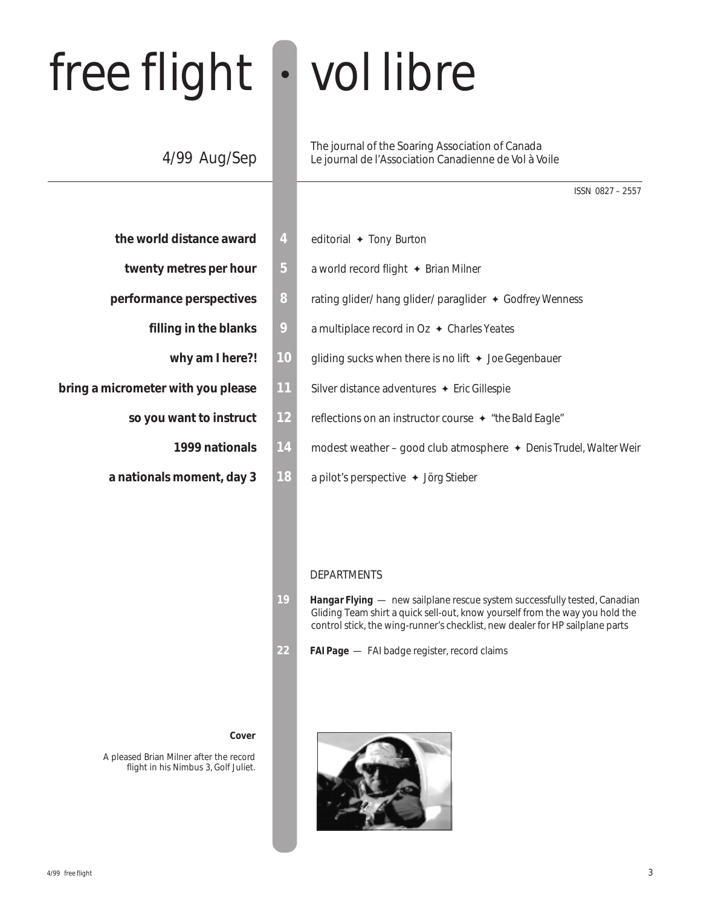# free flight • vol libre

4/99 Aug/Sep

The journal of the Soaring Association of Canada
Le journal de l'Association Canadienne de Vol à Voile

ISSN 0827 – 2557

| | | |
|---|---|---|
| **the world distance award** | 4 | editorial ✦ Tony Burton |
| **twenty metres per hour** | 5 | a world record flight ✦ Brian Milner |
| **performance perspectives** | 8 | rating glider/ hang glider/ paraglider ✦ Godfrey Wenness |
| **filling in the blanks** | 9 | a multiplace record in Oz ✦ Charles Yeates |
| **why am I here?!** | 10 | gliding sucks when there is no lift ✦ Joe Gegenbauer |
| **bring a micrometer with you please** | 11 | Silver distance adventures ✦ Eric Gillespie |
| **so you want to instruct** | 12 | reflections on an instructor course ✦ "the Bald Eagle" |
| **1999 nationals** | 14 | modest weather – good club atmosphere ✦ Denis Trudel, Walter Weir |
| **a nationals moment, day 3** | 18 | a pilot's perspective ✦ Jörg Stieber |

DEPARTMENTS

**19** **Hangar Flying** — new sailplane rescue system successfully tested, Canadian Gliding Team shirt a quick sell-out, know yourself from the way you hold the control stick, the wing-runner's checklist, new dealer for HP sailplane parts

**22** **FAI Page** — FAI badge register, record claims

**Cover**

A pleased Brian Milner after the record flight in his Nimbus 3, Golf Juliet.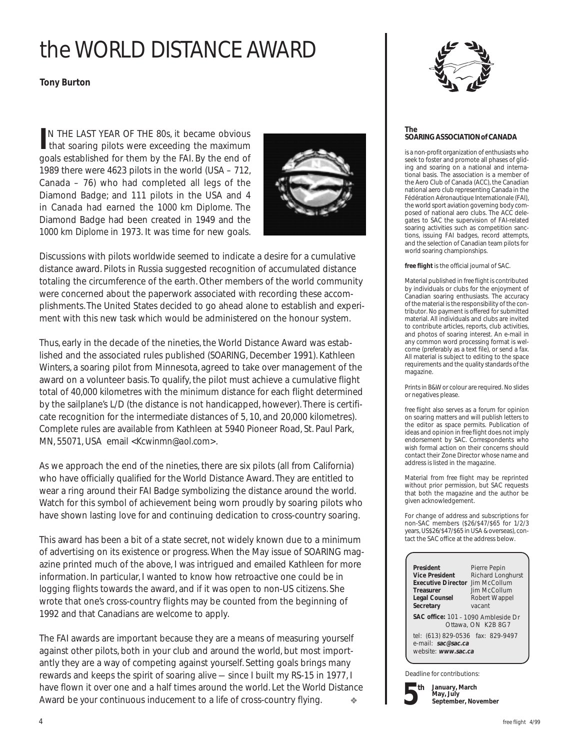# the WORLD DISTANCE AWARD

**Tony Burton**

IN THE LAST YEAR OF THE 80s, it became obvious that soaring pilots were exceeding the maximum goals established for them by the FAI. By the end of 1989 there were 4623 pilots in the world (USA – 712, Canada – 76) who had completed all legs of the Diamond Badge; and 111 pilots in the USA and 4 in Canada had earned the 1000 km Diplome. The Diamond Badge had been created in 1949 and the 1000 km Diplome in 1973. It was time for new goals.

Discussions with pilots worldwide seemed to indicate a desire for a cumulative distance award. Pilots in Russia suggested recognition of accumulated distance totaling the circumference of the earth. Other members of the world community were concerned about the paperwork associated with recording these accomplishments. The United States decided to go ahead alone to establish and experiment with this new task which would be administered on the honour system.

Thus, early in the decade of the nineties, the World Distance Award was established and the associated rules published (SOARING, December 1991). Kathleen Winters, a soaring pilot from Minnesota, agreed to take over management of the award on a volunteer basis. To qualify, the pilot must achieve a cumulative flight total of 40,000 kilometres with the minimum distance for each flight determined by the sailplane's L/D (the distance is not handicapped, however). There is certificate recognition for the intermediate distances of 5, 10, and 20,000 kilometres). Complete rules are available from Kathleen at 5940 Pioneer Road, St. Paul Park, MN, 55071, USA email <Kcwinmn@aol.com>.

As we approach the end of the nineties, there are six pilots (all from California) who have officially qualified for the World Distance Award. They are entitled to wear a ring around their FAI Badge symbolizing the distance around the world. Watch for this symbol of achievement being worn proudly by soaring pilots who have shown lasting love for and continuing dedication to cross-country soaring.

This award has been a bit of a state secret, not widely known due to a minimum of advertising on its existence or progress. When the May issue of SOARING magazine printed much of the above, I was intrigued and emailed Kathleen for more information. In particular, I wanted to know how retroactive one could be in logging flights towards the award, and if it was open to non-US citizens. She wrote that one's cross-country flights may be counted from the beginning of 1992 and that Canadians are welcome to apply.

The FAI awards are important because they are a means of measuring yourself against other pilots, both in your club and around the world, but most importantly they are a way of competing against yourself. Setting goals brings many rewards and keeps the spirit of soaring alive — since I built my RS-15 in 1977, I have flown it over one and a half times around the world. Let the World Distance Award be your continuous inducement to a life of cross-country flying. ❖

---

### The SOARING ASSOCIATION of CANADA

is a non-profit organization of enthusiasts who seek to foster and promote all phases of gliding and soaring on a national and international basis. The association is a member of the Aero Club of Canada (ACC), the Canadian national aero club representing Canada in the Fédération Aéronautique Internationale (FAI), the world sport aviation governing body composed of national aero clubs. The ACC delegates to SAC the supervision of FAI-related soaring activities such as competition sanctions, issuing FAI badges, record attempts, and the selection of Canadian team pilots for world soaring championships.

**free flight** is the official journal of SAC.

Material published in free flight is contributed by individuals or clubs for the enjoyment of Canadian soaring enthusiasts. The accuracy of the material is the responsibility of the contributor. No payment is offered for submitted material. All individuals and clubs are invited to contribute articles, reports, club activities, and photos of soaring interest. An e-mail in any common word processing format is welcome (preferably as a text file), or send a fax. All material is subject to editing to the space requirements and the quality standards of the magazine.

Prints in B&W or colour are required. No slides or negatives please.

free flight also serves as a forum for opinion on soaring matters and will publish letters to the editor as space permits. Publication of ideas and opinion in free flight does not imply endorsement by SAC. Correspondents who wish formal action on their concerns should contact their Zone Director whose name and address is listed in the magazine.

Material from free flight may be reprinted without prior permission, but SAC requests that both the magazine and the author be given acknowledgement.

For change of address and subscriptions for non-SAC members ($26/$47/$65 for 1/2/3 years, US$26/$47/$65 in USA & overseas), contact the SAC office at the address below.

| | |
|---|---|
| **President** | Pierre Pepin |
| **Vice President** | Richard Longhurst |
| **Executive Director** | Jim McCollum |
| **Treasurer** | Jim McCollum |
| **Legal Counsel** | Robert Wappel |
| **Secretary** | vacant |

**SAC office:** 101 – 1090 Ambleside Dr
Ottawa, ON K2B 8G7

tel: (613) 829-0536 fax: 829-9497
e-mail: **sac@sac.ca**
website: **www.sac.ca**

Deadline for contributions:

**5th** **January, March May, July September, November**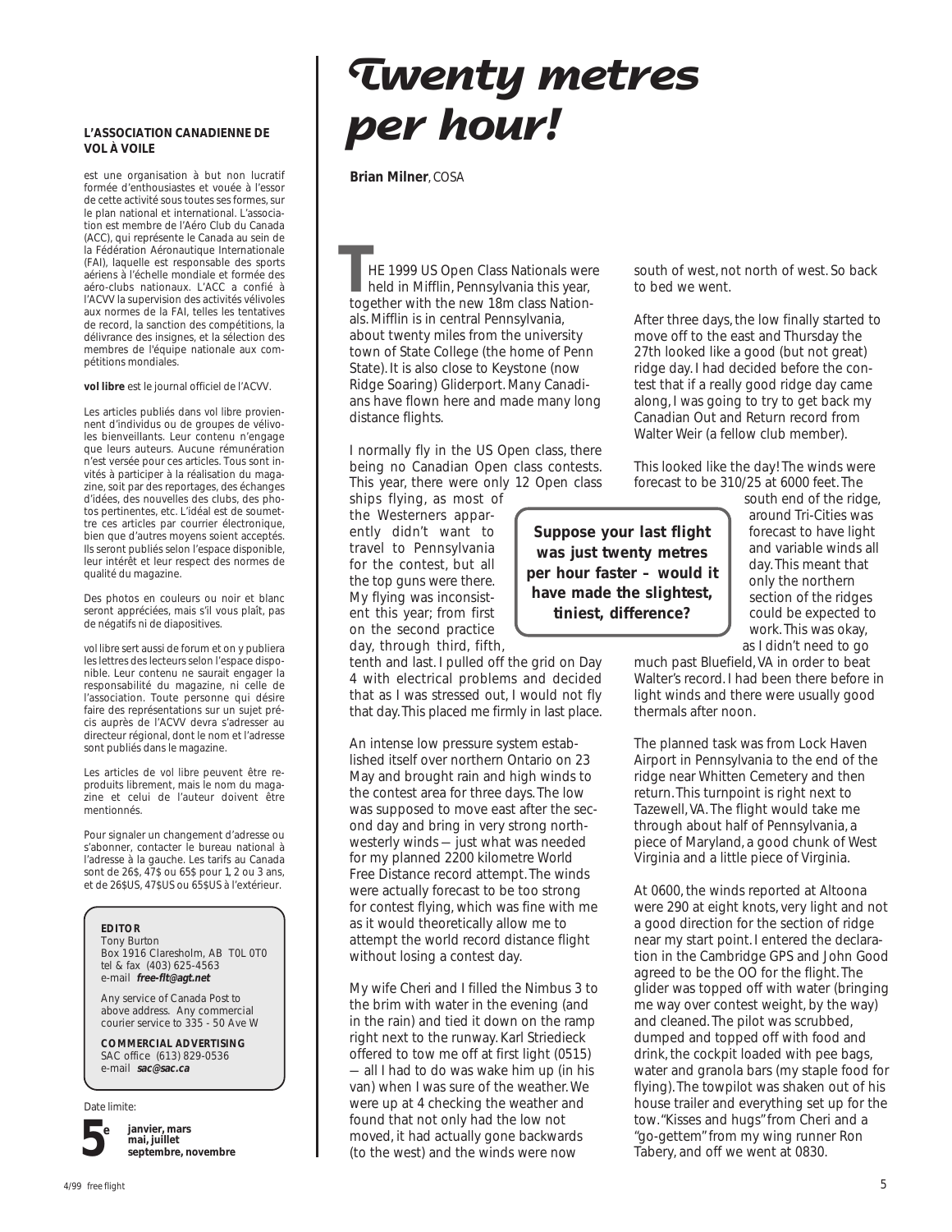**L'ASSOCIATION CANADIENNE DE VOL À VOILE**

est une organisation à but non lucratif formée d'enthousiastes et vouée à l'essor de cette activité sous toutes ses formes, sur le plan national et international. L'association est membre de l'Aéro Club du Canada (ACC), qui représente le Canada au sein de la Fédération Aéronautique Internationale (FAI), laquelle est responsable des sports aériens à l'échelle mondiale et formée des aéro-clubs nationaux. L'ACC a confié à l'ACVV la supervision des activités vélivoles aux normes de la FAI, telles les tentatives de record, la sanction des compétitions, la délivrance des insignes, et la sélection des membres de l'équipe nationale aux compétitions mondiales.

**vol libre** est le journal officiel de l'ACVV.

Les articles publiés dans vol libre proviennent d'individus ou de groupes de vélivoles bienveillants. Leur contenu n'engage que leurs auteurs. Aucune rémunération n'est versée pour ces articles. Tous sont invités à participer à la réalisation du magazine, soit par des reportages, des échanges d'idées, des nouvelles des clubs, des photos pertinentes, etc. L'idéal est de soumettre ces articles par courrier électronique, bien que d'autres moyens soient acceptés. Ils seront publiés selon l'espace disponible, leur intérêt et leur respect des normes de qualité du magazine.

Des photos en couleurs ou noir et blanc seront appréciées, mais s'il vous plaît, pas de négatifs ni de diapositives.

vol libre sert aussi de forum et on y publiera les lettres des lecteurs selon l'espace disponible. Leur contenu ne saurait engager la responsabilité du magazine, ni celle de l'association. Toute personne qui désire faire des représentations sur un sujet précis auprès de l'ACVV devra s'adresser au directeur régional, dont le nom et l'adresse sont publiés dans le magazine.

Les articles de vol libre peuvent être reproduits librement, mais le nom du magazine et celui de l'auteur doivent être mentionnés.

Pour signaler un changement d'adresse ou s'abonner, contacter le bureau national à l'adresse à la gauche. Les tarifs au Canada sont de 26$, 47$ ou 65$ pour 1, 2 ou 3 ans, et de 26$US, 47$US ou 65$US à l'extérieur.

**EDITOR**
Tony Burton
Box 1916 Claresholm, AB T0L 0T0
tel & fax (403) 625-4563
e-mail **free-flt@agt.net**

Any service of Canada Post to above address. Any commercial courier service to 335 - 50 Ave W

**COMMERCIAL ADVERTISING**
SAC office (613) 829-0536
e-mail **sac@sac.ca**

Date limite:

**5e** **janvier, mars mai, juillet septembre, novembre**

# Twenty metres per hour!

**Brian Milner**, COSA

THE 1999 US Open Class Nationals were held in Mifflin, Pennsylvania this year, together with the new 18m class Nationals. Mifflin is in central Pennsylvania, about twenty miles from the university town of State College (the home of Penn State). It is also close to Keystone (now Ridge Soaring) Gliderport. Many Canadians have flown here and made many long distance flights.

I normally fly in the US Open class, there being no Canadian Open class contests. This year, there were only 12 Open class ships flying, as most of the Westerners apparently didn't want to travel to Pennsylvania for the contest, but all the top guns were there. My flying was inconsistent this year; from first on the second practice day, through third, fifth, tenth and last. I pulled off the grid on Day 4 with electrical problems and decided that as I was stressed out, I would not fly that day. This placed me firmly in last place.

> **Suppose your last flight was just twenty metres per hour faster – would it have made the slightest, tiniest, difference?**

An intense low pressure system established itself over northern Ontario on 23 May and brought rain and high winds to the contest area for three days. The low was supposed to move east after the second day and bring in very strong northwesterly winds — just what was needed for my planned 2200 kilometre World Free Distance record attempt. The winds were actually forecast to be too strong for contest flying, which was fine with me as it would theoretically allow me to attempt the world record distance flight without losing a contest day.

My wife Cheri and I filled the Nimbus 3 to the brim with water in the evening (and in the rain) and tied it down on the ramp right next to the runway. Karl Striedieck offered to tow me off at first light (0515) — all I had to do was wake him up (in his van) when I was sure of the weather. We were up at 4 checking the weather and found that not only had the low not moved, it had actually gone backwards (to the west) and the winds were now south of west, not north of west. So back to bed we went.

After three days, the low finally started to move off to the east and Thursday the 27th looked like a good (but not great) ridge day. I had decided before the contest that if a really good ridge day came along, I was going to try to get back my Canadian Out and Return record from Walter Weir (a fellow club member).

This looked like the day! The winds were forecast to be 310/25 at 6000 feet. The south end of the ridge, around Tri-Cities was forecast to have light and variable winds all day. This meant that only the northern section of the ridges could be expected to work. This was okay, as I didn't need to go much past Bluefield, VA in order to beat Walter's record. I had been there before in light winds and there were usually good thermals after noon.

The planned task was from Lock Haven Airport in Pennsylvania to the end of the ridge near Whitten Cemetery and then return. This turnpoint is right next to Tazewell, VA. The flight would take me through about half of Pennsylvania, a piece of Maryland, a good chunk of West Virginia and a little piece of Virginia.

At 0600, the winds reported at Altoona were 290 at eight knots, very light and not a good direction for the section of ridge near my start point. I entered the declaration in the Cambridge GPS and John Good agreed to be the OO for the flight. The glider was topped off with water (bringing me way over contest weight, by the way) and cleaned. The pilot was scrubbed, dumped and topped off with food and drink, the cockpit loaded with pee bags, water and granola bars (my staple food for flying). The towpilot was shaken out of his house trailer and everything set up for the tow. "Kisses and hugs" from Cheri and a "go-gettem" from my wing runner Ron Tabery, and off we went at 0830.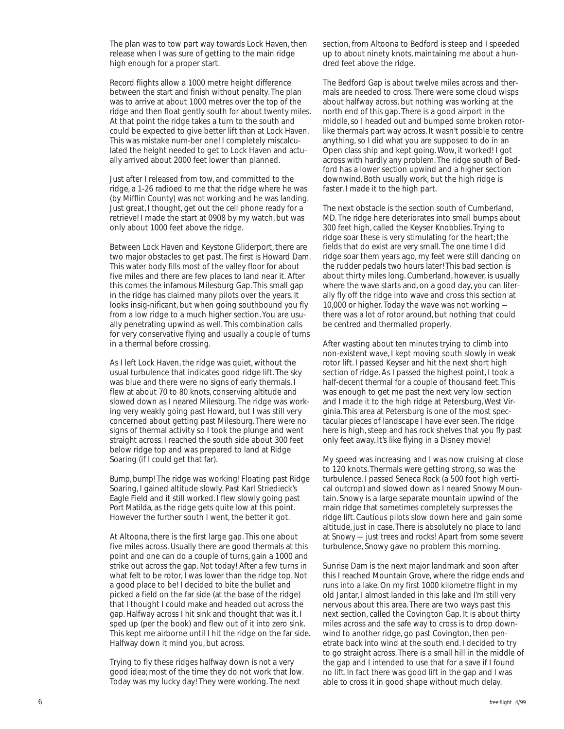The plan was to tow part way towards Lock Haven, then release when I was sure of getting to the main ridge high enough for a proper start.

Record flights allow a 1000 metre height difference between the start and finish without penalty. The plan was to arrive at about 1000 metres over the top of the ridge and then float gently south for about twenty miles. At that point the ridge takes a turn to the south and could be expected to give better lift than at Lock Haven. This was mistake num-ber one! I completely miscalculated the height needed to get to Lock Haven and actually arrived about 2000 feet lower than planned.

Just after I released from tow, and committed to the ridge, a 1-26 radioed to me that the ridge where he was (by Mifflin County) was not working and he was landing. Just great, I thought, get out the cell phone ready for a retrieve! I made the start at 0908 by my watch, but was only about 1000 feet above the ridge.

Between Lock Haven and Keystone Gliderport, there are two major obstacles to get past. The first is Howard Dam. This water body fills most of the valley floor for about five miles and there are few places to land near it. After this comes the infamous Milesburg Gap. This small gap in the ridge has claimed many pilots over the years. It looks insig-nificant, but when going southbound you fly from a low ridge to a much higher section. You are usually penetrating upwind as well. This combination calls for very conservative flying and usually a couple of turns in a thermal before crossing.

As I left Lock Haven, the ridge was quiet, without the usual turbulence that indicates good ridge lift. The sky was blue and there were no signs of early thermals. I flew at about 70 to 80 knots, conserving altitude and slowed down as I neared Milesburg. The ridge was working very weakly going past Howard, but I was still very concerned about getting past Milesburg. There were no signs of thermal activity so I took the plunge and went straight across. I reached the south side about 300 feet below ridge top and was prepared to land at Ridge Soaring (if I could get that far).

Bump, bump! The ridge was working! Floating past Ridge Soaring, I gained altitude slowly. Past Karl Striedieck's Eagle Field and it still worked. I flew slowly going past Port Matilda, as the ridge gets quite low at this point. However the further south I went, the better it got.

At Altoona, there is the first large gap. This one about five miles across. Usually there are good thermals at this point and one can do a couple of turns, gain a 1000 and strike out across the gap. Not today! After a few turns in what felt to be rotor, I was lower than the ridge top. Not a good place to be! I decided to bite the bullet and picked a field on the far side (at the base of the ridge) that I thought I could make and headed out across the gap. Halfway across I hit sink and thought that was it. I sped up (per the book) and flew out of it into zero sink. This kept me airborne until I hit the ridge on the far side. Halfway down it mind you, but across.

Trying to fly these ridges halfway down is not a very good idea; most of the time they do not work that low. Today was my lucky day! They were working. The next section, from Altoona to Bedford is steep and I speeded up to about ninety knots, maintaining me about a hundred feet above the ridge.

The Bedford Gap is about twelve miles across and thermals are needed to cross. There were some cloud wisps about halfway across, but nothing was working at the north end of this gap. There is a good airport in the middle, so I headed out and bumped some broken rotor-like thermals part way across. It wasn't possible to centre anything, so I did what you are supposed to do in an Open class ship and kept going. Wow, it worked! I got across with hardly any problem. The ridge south of Bedford has a lower section upwind and a higher section downwind. Both usually work, but the high ridge is faster. I made it to the high part.

The next obstacle is the section south of Cumberland, MD. The ridge here deteriorates into small bumps about 300 feet high, called the Keyser Knobblies. Trying to ridge soar these is very stimulating for the heart; the fields that do exist are very small. The one time I did ridge soar them years ago, my feet were still dancing on the rudder pedals two hours later! This bad section is about thirty miles long. Cumberland, however, is usually where the wave starts and, on a good day, you can literally fly off the ridge into wave and cross this section at 10,000 or higher. Today the wave was not working — there was a lot of rotor around, but nothing that could be centred and thermalled properly.

After wasting about ten minutes trying to climb into non-existent wave, I kept moving south slowly in weak rotor lift. I passed Keyser and hit the next short high section of ridge. As I passed the highest point, I took a half-decent thermal for a couple of thousand feet. This was enough to get me past the next very low section and I made it to the high ridge at Petersburg, West Virginia. This area at Petersburg is one of the most spectacular pieces of landscape I have ever seen. The ridge here is high, steep and has rock shelves that you fly past only feet away. It's like flying in a Disney movie!

My speed was increasing and I was now cruising at close to 120 knots. Thermals were getting strong, so was the turbulence. I passed Seneca Rock (a 500 foot high vertical outcrop) and slowed down as I neared Snowy Mountain. Snowy is a large separate mountain upwind of the main ridge that sometimes completely surpresses the ridge lift. Cautious pilots slow down here and gain some altitude, just in case. There is absolutely no place to land at Snowy — just trees and rocks! Apart from some severe turbulence, Snowy gave no problem this morning.

Sunrise Dam is the next major landmark and soon after this I reached Mountain Grove, where the ridge ends and runs into a lake. On my first 1000 kilometre flight in my old Jantar, I almost landed in this lake and I'm still very nervous about this area. There are two ways past this next section, called the Covington Gap. It is about thirty miles across and the safe way to cross is to drop downwind to another ridge, go past Covington, then penetrate back into wind at the south end. I decided to try to go straight across. There is a small hill in the middle of the gap and I intended to use that for a save if I found no lift. In fact there was good lift in the gap and I was able to cross it in good shape without much delay.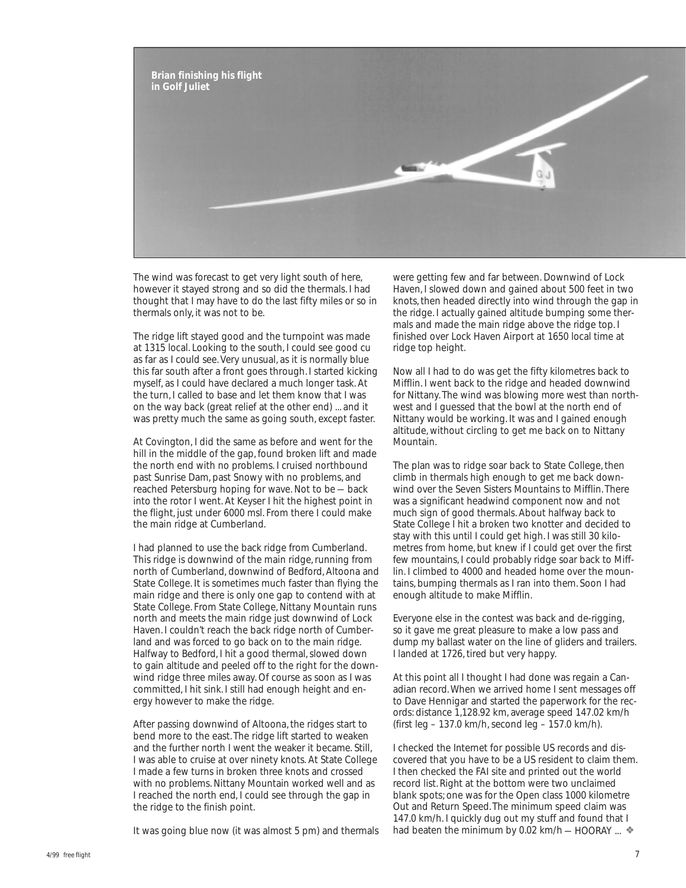Brian finishing his flight in Golf Juliet

The wind was forecast to get very light south of here, however it stayed strong and so did the thermals. I had thought that I may have to do the last fifty miles or so in thermals only, it was not to be.

The ridge lift stayed good and the turnpoint was made at 1315 local. Looking to the south, I could see good cu as far as I could see. Very unusual, as it is normally blue this far south after a front goes through. I started kicking myself, as I could have declared a much longer task. At the turn, I called to base and let them know that I was on the way back (great relief at the other end) ... and it was pretty much the same as going south, except faster.

At Covington, I did the same as before and went for the hill in the middle of the gap, found broken lift and made the north end with no problems. I cruised northbound past Sunrise Dam, past Snowy with no problems, and reached Petersburg hoping for wave. Not to be — back into the rotor I went. At Keyser I hit the highest point in the flight, just under 6000 msl. From there I could make the main ridge at Cumberland.

I had planned to use the back ridge from Cumberland. This ridge is downwind of the main ridge, running from north of Cumberland, downwind of Bedford, Altoona and State College. It is sometimes much faster than flying the main ridge and there is only one gap to contend with at State College. From State College, Nittany Mountain runs north and meets the main ridge just downwind of Lock Haven. I couldn't reach the back ridge north of Cumberland and was forced to go back on to the main ridge. Halfway to Bedford, I hit a good thermal, slowed down to gain altitude and peeled off to the right for the downwind ridge three miles away. Of course as soon as I was committed, I hit sink. I still had enough height and energy however to make the ridge.

After passing downwind of Altoona, the ridges start to bend more to the east. The ridge lift started to weaken and the further north I went the weaker it became. Still, I was able to cruise at over ninety knots. At State College I made a few turns in broken three knots and crossed with no problems. Nittany Mountain worked well and as I reached the north end, I could see through the gap in the ridge to the finish point.

It was going blue now (it was almost 5 pm) and thermals were getting few and far between. Downwind of Lock Haven, I slowed down and gained about 500 feet in two knots, then headed directly into wind through the gap in the ridge. I actually gained altitude bumping some thermals and made the main ridge above the ridge top. I finished over Lock Haven Airport at 1650 local time at ridge top height.

Now all I had to do was get the fifty kilometres back to Mifflin. I went back to the ridge and headed downwind for Nittany. The wind was blowing more west than northwest and I guessed that the bowl at the north end of Nittany would be working. It was and I gained enough altitude, without circling to get me back on to Nittany Mountain.

The plan was to ridge soar back to State College, then climb in thermals high enough to get me back downwind over the Seven Sisters Mountains to Mifflin. There was a significant headwind component now and not much sign of good thermals. About halfway back to State College I hit a broken two knotter and decided to stay with this until I could get high. I was still 30 kilometres from home, but knew if I could get over the first few mountains, I could probably ridge soar back to Mifflin. I climbed to 4000 and headed home over the mountains, bumping thermals as I ran into them. Soon I had enough altitude to make Mifflin.

Everyone else in the contest was back and de-rigging, so it gave me great pleasure to make a low pass and dump my ballast water on the line of gliders and trailers. I landed at 1726, tired but very happy.

At this point all I thought I had done was regain a Canadian record. When we arrived home I sent messages off to Dave Hennigar and started the paperwork for the records: distance 1,128.92 km, average speed 147.02 km/h (first leg – 137.0 km/h, second leg – 157.0 km/h).

I checked the Internet for possible US records and discovered that you have to be a US resident to claim them. I then checked the FAI site and printed out the world record list. Right at the bottom were two unclaimed blank spots; one was for the Open class 1000 kilometre Out and Return Speed. The minimum speed claim was 147.0 km/h. I quickly dug out my stuff and found that I had beaten the minimum by 0.02 km/h — HOORAY ... ❖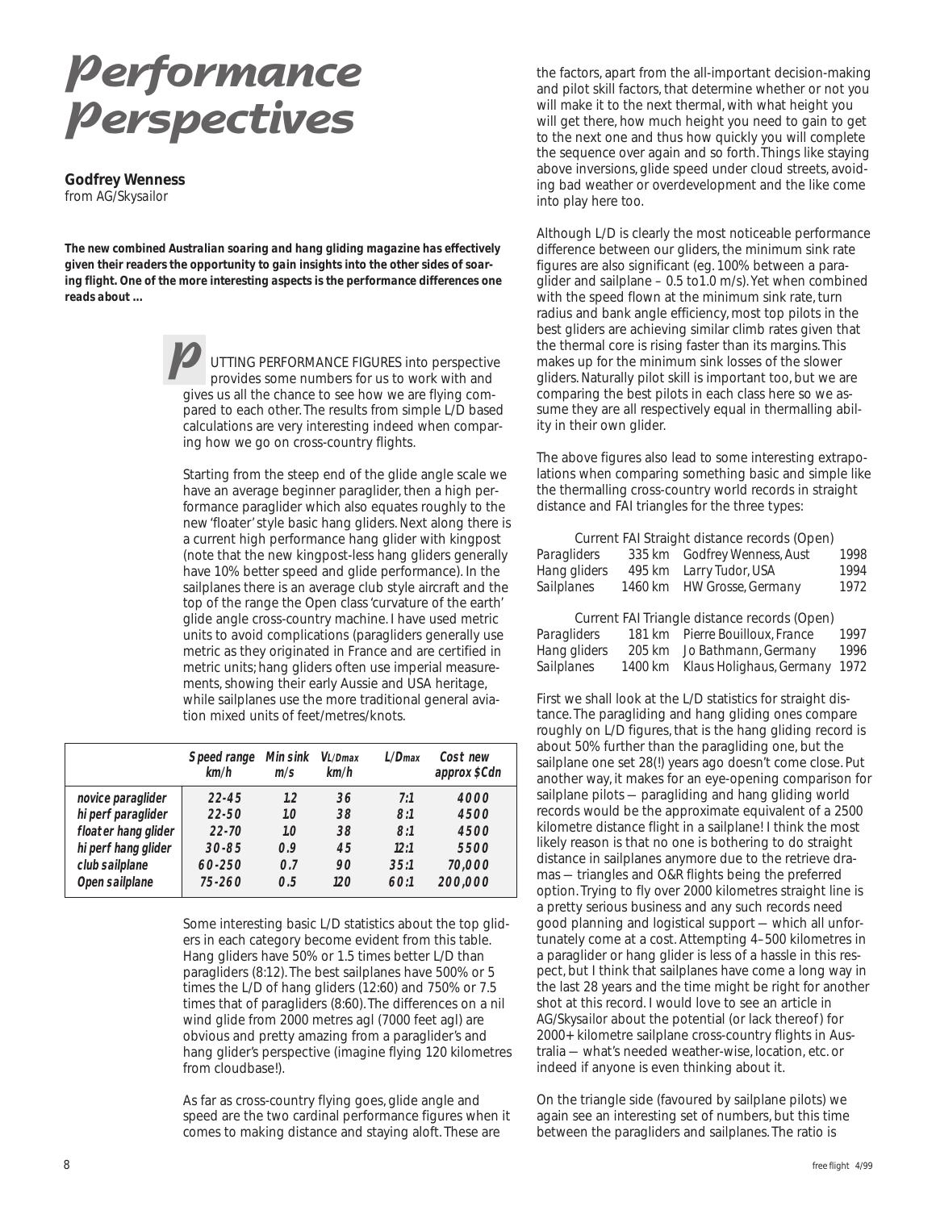# Performance Perspectives

**Godfrey Wenness**
*from AG/Skysailor*

***The new combined Australian soaring and hang gliding magazine has effectively given their readers the opportunity to gain insights into the other sides of soaring flight. One of the more interesting aspects is the performance differences one reads about …***

PUTTING PERFORMANCE FIGURES into perspective provides some numbers for us to work with and gives us all the chance to see how we are flying compared to each other. The results from simple L/D based calculations are very interesting indeed when comparing how we go on cross-country flights.

Starting from the steep end of the glide angle scale we have an average beginner paraglider, then a high performance paraglider which also equates roughly to the new 'floater' style basic hang gliders. Next along there is a current high performance hang glider with kingpost (note that the new kingpost-less hang gliders generally have 10% better speed and glide performance). In the sailplanes there is an average club style aircraft and the top of the range the Open class 'curvature of the earth' glide angle cross-country machine. I have used metric units to avoid complications (paragliders generally use metric as they originated in France and are certified in metric units; hang gliders often use imperial measurements, showing their early Aussie and USA heritage, while sailplanes use the more traditional general aviation mixed units of feet/metres/knots.

| | Speed range km/h | Min sink m/s | $V_{L/Dmax}$ km/h | $L/D_{max}$ | Cost new approx $Cdn |
|---|---|---|---|---|---|
| **novice paraglider** | 22-45 | 1.2 | 36 | 7:1 | 4000 |
| **hi perf paraglider** | 22-50 | 1.0 | 38 | 8:1 | 4500 |
| **floater hang glider** | 22-70 | 1.0 | 38 | 8:1 | 4500 |
| **hi perf hang glider** | 30-85 | 0.9 | 45 | 12:1 | 5500 |
| **club sailplane** | 60-250 | 0.7 | 90 | 35:1 | 70,000 |
| **Open sailplane** | 75-260 | 0.5 | 120 | 60:1 | 200,000 |

Some interesting basic L/D statistics about the top gliders in each category become evident from this table. Hang gliders have 50% or 1.5 times better L/D than paragliders (8:12). The best sailplanes have 500% or 5 times the L/D of hang gliders (12:60) and 750% or 7.5 times that of paragliders (8:60). The differences on a nil wind glide from 2000 metres agl (7000 feet agl) are obvious and pretty amazing from a paraglider's and hang glider's perspective (imagine flying 120 kilometres from cloudbase!).

As far as cross-country flying goes, glide angle and speed are the two cardinal performance figures when it comes to making distance and staying aloft. These are the factors, apart from the all-important decision-making and pilot skill factors, that determine whether or not you will make it to the next thermal, with what height you will get there, how much height you need to gain to get to the next one and thus how quickly you will complete the sequence over again and so forth. Things like staying above inversions, glide speed under cloud streets, avoiding bad weather or overdevelopment and the like come into play here too.

Although L/D is clearly the most noticeable performance difference between our gliders, the minimum sink rate figures are also significant (eg. 100% between a paraglider and sailplane – 0.5 to1.0 m/s). Yet when combined with the speed flown at the minimum sink rate, turn radius and bank angle efficiency, most top pilots in the best gliders are achieving similar climb rates given that the thermal core is rising faster than its margins. This makes up for the minimum sink losses of the slower gliders. Naturally pilot skill is important too, but we are comparing the best pilots in each class here so we assume they are all respectively equal in thermalling ability in their own glider.

The above figures also lead to some interesting extrapolations when comparing something basic and simple like the thermalling cross-country world records in straight distance and FAI triangles for the three types:

Current FAI Straight distance records (Open)

| | | | |
|---|---|---|---|
| *Paragliders* | 335 km | Godfrey Wenness, Aust | 1998 |
| *Hang gliders* | 495 km | Larry Tudor, USA | 1994 |
| *Sailplanes* | 1460 km | HW Grosse, Germany | 1972 |

Current FAI Triangle distance records (Open)

| | | | |
|---|---|---|---|
| *Paragliders* | 181 km | Pierre Bouilloux, France | 1997 |
| *Hang gliders* | 205 km | Jo Bathmann, Germany | 1996 |
| *Sailplanes* | 1400 km | Klaus Holighaus, Germany | 1972 |

First we shall look at the L/D statistics for straight distance. The paragliding and hang gliding ones compare roughly on L/D figures, that is the hang gliding record is about 50% further than the paragliding one, but the sailplane one set 28(!) years ago doesn't come close. Put another way, it makes for an eye-opening comparison for sailplane pilots — paragliding and hang gliding world records would be the approximate equivalent of a 2500 kilometre distance flight in a sailplane! I think the most likely reason is that no one is bothering to do straight distance in sailplanes anymore due to the retrieve dramas — triangles and O&R flights being the preferred option. Trying to fly over 2000 kilometres straight line is a pretty serious business and any such records need good planning and logistical support — which all unfortunately come at a cost. Attempting 4–500 kilometres in a paraglider or hang glider is less of a hassle in this respect, but I think that sailplanes have come a long way in the last 28 years and the time might be right for another shot at this record. I would love to see an article in *AG/Skysailor* about the potential (or lack thereof) for 2000+ kilometre sailplane cross-country flights in Australia — what's needed weather-wise, location, etc. or indeed if anyone is even thinking about it.

On the triangle side (favoured by sailplane pilots) we again see an interesting set of numbers, but this time between the paragliders and sailplanes. The ratio is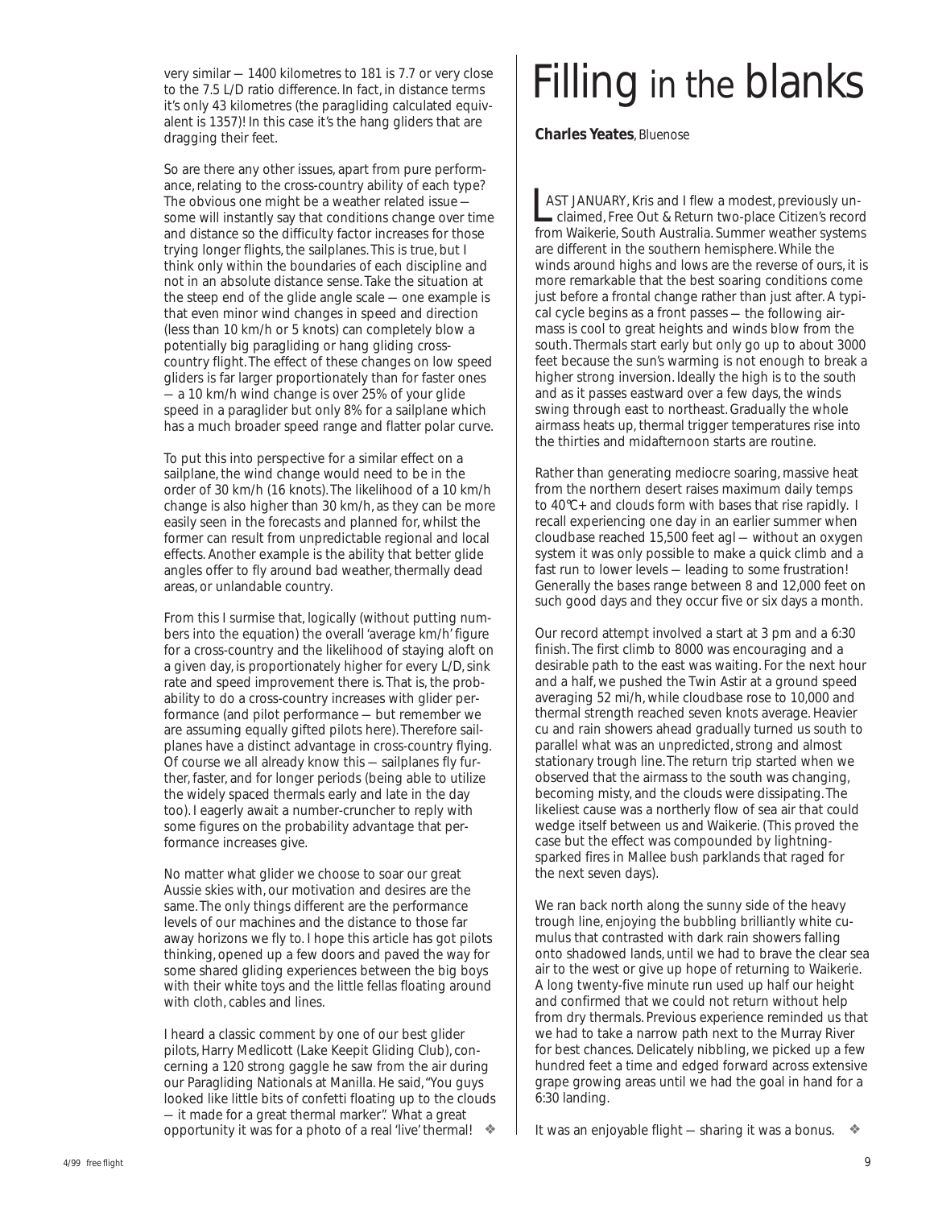very similar — 1400 kilometres to 181 is 7.7 or very close to the 7.5 L/D ratio difference. In fact, in distance terms it's only 43 kilometres (the paragliding calculated equivalent is 1357)! In this case it's the hang gliders that are dragging their feet.

So are there any other issues, apart from pure performance, relating to the cross-country ability of each type? The obvious one might be a weather related issue — some will instantly say that conditions change over time and distance so the difficulty factor increases for those trying longer flights, the sailplanes. This is true, but I think only within the boundaries of each discipline and not in an absolute distance sense. Take the situation at the steep end of the glide angle scale — one example is that even minor wind changes in speed and direction (less than 10 km/h or 5 knots) can completely blow a potentially big paragliding or hang gliding cross-country flight. The effect of these changes on low speed gliders is far larger proportionately than for faster ones — a 10 km/h wind change is over 25% of your glide speed in a paraglider but only 8% for a sailplane which has a much broader speed range and flatter polar curve.

To put this into perspective for a similar effect on a sailplane, the wind change would need to be in the order of 30 km/h (16 knots). The likelihood of a 10 km/h change is also higher than 30 km/h, as they can be more easily seen in the forecasts and planned for, whilst the former can result from unpredictable regional and local effects. Another example is the ability that better glide angles offer to fly around bad weather, thermally dead areas, or unlandable country.

From this I surmise that, logically (without putting numbers into the equation) the overall 'average km/h' figure for a cross-country and the likelihood of staying aloft on a given day, is proportionately higher for every L/D, sink rate and speed improvement there is. That is, the probability to do a cross-country increases with glider performance (and pilot performance — but remember we are assuming equally gifted pilots here). Therefore sailplanes have a distinct advantage in cross-country flying. Of course we all already know this — sailplanes fly further, faster, and for longer periods (being able to utilize the widely spaced thermals early and late in the day too). I eagerly await a number-cruncher to reply with some figures on the probability advantage that performance increases give.

No matter what glider we choose to soar our great Aussie skies with, our motivation and desires are the same. The only things different are the performance levels of our machines and the distance to those far away horizons we fly to. I hope this article has got pilots thinking, opened up a few doors and paved the way for some shared gliding experiences between the big boys with their white toys and the little fellas floating around with cloth, cables and lines.

I heard a classic comment by one of our best glider pilots, Harry Medlicott (Lake Keepit Gliding Club), concerning a 120 strong gaggle he saw from the air during our Paragliding Nationals at Manilla. He said, "You guys looked like little bits of confetti floating up to the clouds — it made for a great thermal marker". What a great opportunity it was for a photo of a real 'live' thermal! ❖

# Filling in the blanks

**Charles Yeates**, Bluenose

LAST JANUARY, Kris and I flew a modest, previously unclaimed, Free Out & Return two-place Citizen's record from Waikerie, South Australia. Summer weather systems are different in the southern hemisphere. While the winds around highs and lows are the reverse of ours, it is more remarkable that the best soaring conditions come just before a frontal change rather than just after. A typical cycle begins as a front passes — the following airmass is cool to great heights and winds blow from the south. Thermals start early but only go up to about 3000 feet because the sun's warming is not enough to break a higher strong inversion. Ideally the high is to the south and as it passes eastward over a few days, the winds swing through east to northeast. Gradually the whole airmass heats up, thermal trigger temperatures rise into the thirties and midafternoon starts are routine.

Rather than generating mediocre soaring, massive heat from the northern desert raises maximum daily temps to 40°C+ and clouds form with bases that rise rapidly. I recall experiencing one day in an earlier summer when cloudbase reached 15,500 feet agl — without an oxygen system it was only possible to make a quick climb and a fast run to lower levels — leading to some frustration! Generally the bases range between 8 and 12,000 feet on such good days and they occur five or six days a month.

Our record attempt involved a start at 3 pm and a 6:30 finish. The first climb to 8000 was encouraging and a desirable path to the east was waiting. For the next hour and a half, we pushed the Twin Astir at a ground speed averaging 52 mi/h, while cloudbase rose to 10,000 and thermal strength reached seven knots average. Heavier cu and rain showers ahead gradually turned us south to parallel what was an unpredicted, strong and almost stationary trough line. The return trip started when we observed that the airmass to the south was changing, becoming misty, and the clouds were dissipating. The likeliest cause was a northerly flow of sea air that could wedge itself between us and Waikerie. (This proved the case but the effect was compounded by lightning-sparked fires in Mallee bush parklands that raged for the next seven days).

We ran back north along the sunny side of the heavy trough line, enjoying the bubbling brilliantly white cumulus that contrasted with dark rain showers falling onto shadowed lands, until we had to brave the clear sea air to the west or give up hope of returning to Waikerie. A long twenty-five minute run used up half our height and confirmed that we could not return without help from dry thermals. Previous experience reminded us that we had to take a narrow path next to the Murray River for best chances. Delicately nibbling, we picked up a few hundred feet a time and edged forward across extensive grape growing areas until we had the goal in hand for a 6:30 landing.

It was an enjoyable flight — sharing it was a bonus. ❖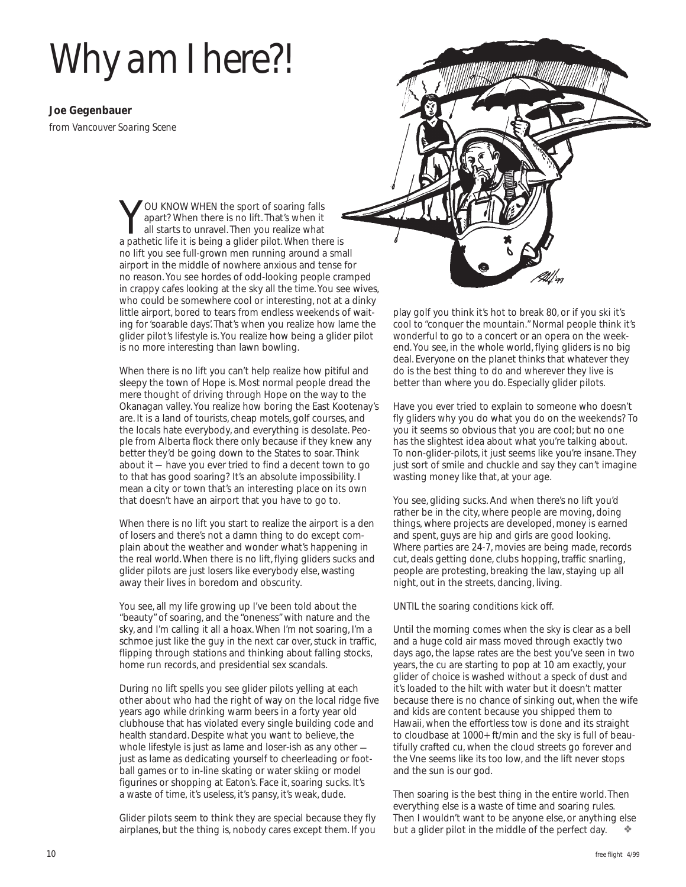# Why am I here?!

**Joe Gegenbauer**

*from Vancouver Soaring Scene*

YOU KNOW WHEN the sport of soaring falls apart? When there is no lift. That's when it all starts to unravel. Then you realize what a pathetic life it is being a glider pilot. When there is no lift you see full-grown men running around a small airport in the middle of nowhere anxious and tense for no reason. You see hordes of odd-looking people cramped in crappy cafes looking at the sky all the time. You see wives, who could be somewhere cool or interesting, not at a dinky little airport, bored to tears from endless weekends of waiting for 'soarable days'. That's when you realize how lame the glider pilot's lifestyle is. You realize how being a glider pilot is no more interesting than lawn bowling.

When there is no lift you can't help realize how pitiful and sleepy the town of Hope is. Most normal people dread the mere thought of driving through Hope on the way to the Okanagan valley. You realize how boring the East Kootenay's are. It is a land of tourists, cheap motels, golf courses, and the locals hate everybody, and everything is desolate. People from Alberta flock there only because if they knew any better they'd be going down to the States to soar. Think about it — have you ever tried to find a decent town to go to that has good soaring? It's an absolute impossibility. I mean a city or town that's an interesting place on its own that doesn't have an airport that you have to go to.

When there is no lift you start to realize the airport is a den of losers and there's not a damn thing to do except complain about the weather and wonder what's happening in the real world. When there is no lift, flying gliders sucks and glider pilots are just losers like everybody else, wasting away their lives in boredom and obscurity.

You see, all my life growing up I've been told about the "beauty" of soaring, and the "oneness" with nature and the sky, and I'm calling it all a hoax. When I'm not soaring, I'm a schmoe just like the guy in the next car over, stuck in traffic, flipping through stations and thinking about falling stocks, home run records, and presidential sex scandals.

During no lift spells you see glider pilots yelling at each other about who had the right of way on the local ridge five years ago while drinking warm beers in a forty year old clubhouse that has violated every single building code and health standard. Despite what you want to believe, the whole lifestyle is just as lame and loser-ish as any other — just as lame as dedicating yourself to cheerleading or football games or to in-line skating or water skiing or model figurines or shopping at Eaton's. Face it, soaring sucks. It's a waste of time, it's useless, it's pansy, it's weak, dude.

Glider pilots seem to think they are special because they fly airplanes, but the thing is, nobody cares except them. If you play golf you think it's hot to break 80, or if you ski it's cool to "conquer the mountain." Normal people think it's wonderful to go to a concert or an opera on the weekend. You see, in the whole world, flying gliders is no big deal. Everyone on the planet thinks that whatever they do is the best thing to do and wherever they live is better than where you do. Especially glider pilots.

Have you ever tried to explain to someone who doesn't fly gliders why you do what you do on the weekends? To you it seems so obvious that you are cool; but no one has the slightest idea about what you're talking about. To non-glider-pilots, it just seems like you're insane. They just sort of smile and chuckle and say they can't imagine wasting money like that, at your age.

You see, gliding sucks. And when there's no lift you'd rather be in the city, where people are moving, doing things, where projects are developed, money is earned and spent, guys are hip and girls are good looking. Where parties are 24-7, movies are being made, records cut, deals getting done, clubs hopping, traffic snarling, people are protesting, breaking the law, staying up all night, out in the streets, dancing, living.

UNTIL the soaring conditions kick off.

Until the morning comes when the sky is clear as a bell and a huge cold air mass moved through exactly two days ago, the lapse rates are the best you've seen in two years, the cu are starting to pop at 10 am exactly, your glider of choice is washed without a speck of dust and it's loaded to the hilt with water but it doesn't matter because there is no chance of sinking out, when the wife and kids are content because you shipped them to Hawaii, when the effortless tow is done and its straight to cloudbase at 1000+ ft/min and the sky is full of beautifully crafted cu, when the cloud streets go forever and the Vne seems like its too low, and the lift never stops and the sun is our god.

Then soaring is the best thing in the entire world. Then everything else is a waste of time and soaring rules. Then I wouldn't want to be anyone else, or anything else but a glider pilot in the middle of the perfect day. ❖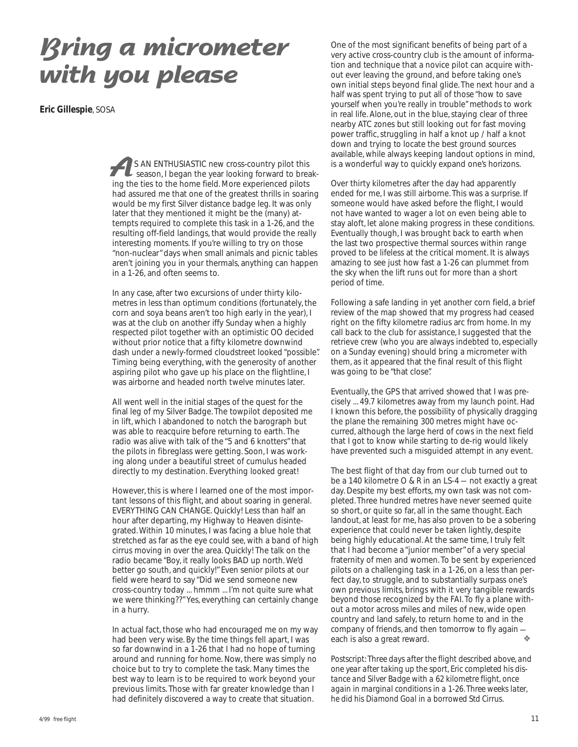# Bring a micrometer with you please

**Eric Gillespie**, SOSA

AS AN ENTHUSIASTIC new cross-country pilot this season, I began the year looking forward to breaking the ties to the home field. More experienced pilots had assured me that one of the greatest thrills in soaring would be my first Silver distance badge leg. It was only later that they mentioned it might be the (many) attempts required to complete this task in a 1-26, and the resulting off-field landings, that would provide the really interesting moments. If you're willing to try on those "non-nuclear" days when small animals and picnic tables aren't joining you in your thermals, anything can happen in a 1-26, and often seems to.

In any case, after two excursions of under thirty kilometres in less than optimum conditions (fortunately, the corn and soya beans aren't too high early in the year), I was at the club on another iffy Sunday when a highly respected pilot together with an optimistic OO decided without prior notice that a fifty kilometre downwind dash under a newly-formed cloudstreet looked "possible". Timing being everything, with the generosity of another aspiring pilot who gave up his place on the flightline, I was airborne and headed north twelve minutes later.

All went well in the initial stages of the quest for the final leg of my Silver Badge. The towpilot deposited me in lift, which I abandoned to notch the barograph but was able to reacquire before returning to earth. The radio was alive with talk of the "5 and 6 knotters" that the pilots in fibreglass were getting. Soon, I was working along under a beautiful street of cumulus headed directly to my destination. Everything looked great!

However, this is where I learned one of the most important lessons of this flight, and about soaring in general. EVERYTHING CAN CHANGE. Quickly! Less than half an hour after departing, my Highway to Heaven disintegrated. Within 10 minutes, I was facing a blue hole that stretched as far as the eye could see, with a band of high cirrus moving in over the area. Quickly! The talk on the radio became "Boy, it really looks BAD up north. We'd better go south, and quickly!" Even senior pilots at our field were heard to say "Did we send someone new cross-country today ... hmmm ... I'm not quite sure what we were thinking??" Yes, everything can certainly change in a hurry.

In actual fact, those who had encouraged me on my way had been very wise. By the time things fell apart, I was so far downwind in a 1-26 that I had no hope of turning around and running for home. Now, there was simply no choice but to try to complete the task. Many times the best way to learn is to be required to work beyond your previous limits. Those with far greater knowledge than I had definitely discovered a way to create that situation.

One of the most significant benefits of being part of a very active cross-country club is the amount of information and technique that a novice pilot can acquire without ever leaving the ground, and before taking one's own initial steps beyond final glide. The next hour and a half was spent trying to put all of those "how to save yourself when you're really in trouble" methods to work in real life. Alone, out in the blue, staying clear of three nearby ATC zones but still looking out for fast moving power traffic, struggling in half a knot up / half a knot down and trying to locate the best ground sources available, while always keeping landout options in mind, is a wonderful way to quickly expand one's horizons.

Over thirty kilometres after the day had apparently ended for me, I was still airborne. This was a surprise. If someone would have asked before the flight, I would not have wanted to wager a lot on even being able to stay aloft, let alone making progress in these conditions. Eventually though, I was brought back to earth when the last two prospective thermal sources within range proved to be lifeless at the critical moment. It is always amazing to see just how fast a 1-26 can plummet from the sky when the lift runs out for more than a short period of time.

Following a safe landing in yet another corn field, a brief review of the map showed that my progress had ceased right on the fifty kilometre radius arc from home. In my call back to the club for assistance, I suggested that the retrieve crew (who you are always indebted to, especially on a Sunday evening) should bring a micrometer with them, as it appeared that the final result of this flight was going to be "that close".

Eventually, the GPS that arrived showed that I was precisely ... 49.7 kilometres away from my launch point. Had I known this before, the possibility of physically dragging the plane the remaining 300 metres might have occurred, although the large herd of cows in the next field that I got to know while starting to de-rig would likely have prevented such a misguided attempt in any event.

The best flight of that day from our club turned out to be a 140 kilometre O & R in an LS-4 — not exactly a great day. Despite my best efforts, my own task was not completed. Three hundred metres have never seemed quite so short, or quite so far, all in the same thought. Each landout, at least for me, has also proven to be a sobering experience that could never be taken lightly, despite being highly educational. At the same time, I truly felt that I had become a "junior member" of a very special fraternity of men and women. To be sent by experienced pilots on a challenging task in a 1-26, on a less than perfect day, to struggle, and to substantially surpass one's own previous limits, brings with it very tangible rewards beyond those recognized by the FAI. To fly a plane without a motor across miles and miles of new, wide open country and land safely, to return home to and in the company of friends, and then tomorrow to fly again — each is also a great reward. ❖

*Postscript: Three days after the flight described above, and one year after taking up the sport, Eric completed his distance and Silver Badge with a 62 kilometre flight, once again in marginal conditions in a 1-26. Three weeks later, he did his Diamond Goal in a borrowed Std Cirrus.*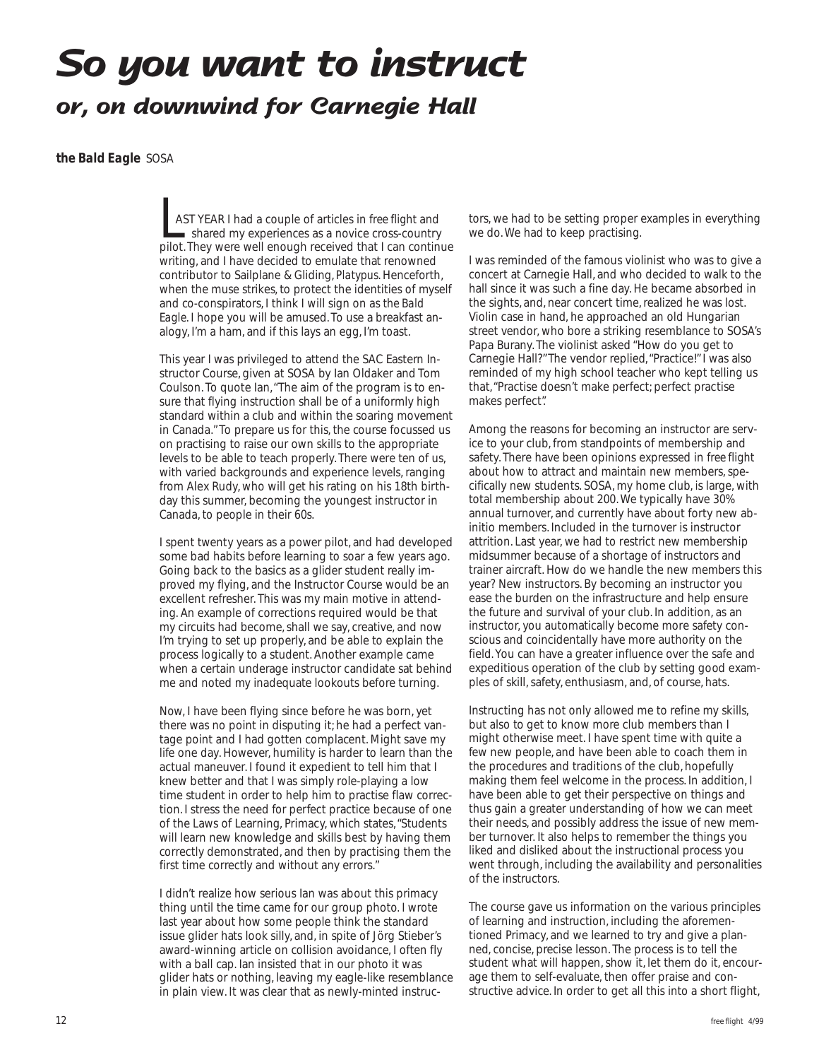# So you want to instruct

## or, on downwind for Carnegie Hall

**the Bald Eagle** SOSA

LAST YEAR I had a couple of articles in *free flight* and shared my experiences as a novice cross-country pilot. They were well enough received that I can continue writing, and I have decided to emulate that renowned contributor to Sailplane & Gliding, *Platypus*. Henceforth, when the muse strikes, to protect the identities of myself and co-conspirators, I think I will sign on as *the Bald Eagle*. I hope you will be amused. To use a breakfast analogy, I'm a ham, and if this lays an egg, I'm toast.

This year I was privileged to attend the SAC Eastern Instructor Course, given at SOSA by Ian Oldaker and Tom Coulson. To quote Ian, "The aim of the program is to ensure that flying instruction shall be of a uniformly high standard within a club and within the soaring movement in Canada." To prepare us for this, the course focussed us on practising to raise our own skills to the appropriate levels to be able to teach properly. There were ten of us, with varied backgrounds and experience levels, ranging from Alex Rudy, who will get his rating on his 18th birthday this summer, becoming the youngest instructor in Canada, to people in their 60s.

I spent twenty years as a power pilot, and had developed some bad habits before learning to soar a few years ago. Going back to the basics as a glider student really improved my flying, and the Instructor Course would be an excellent refresher. This was my main motive in attending. An example of corrections required would be that my circuits had become, shall we say, creative, and now I'm trying to set up properly, and be able to explain the process logically to a student. Another example came when a certain underage instructor candidate sat behind me and noted my inadequate lookouts before turning.

Now, I have been flying since before he was born, yet there was no point in disputing it; he had a perfect vantage point and I had gotten complacent. Might save my life one day. However, humility is harder to learn than the actual maneuver. I found it expedient to tell him that I knew better and that I was simply role-playing a low time student in order to help him to practise flaw correction. I stress the need for perfect practice because of one of the Laws of Learning, Primacy, which states, "Students will learn new knowledge and skills best by having them correctly demonstrated, and then by practising them the first time correctly and without any errors."

I didn't realize how serious Ian was about this primacy thing until the time came for our group photo. I wrote last year about how some people think the standard issue glider hats look silly, and, in spite of Jörg Stieber's award-winning article on collision avoidance, I often fly with a ball cap. Ian insisted that in our photo it was glider hats or nothing, leaving my eagle-like resemblance in plain view. It was clear that as newly-minted instructors, we had to be setting proper examples in everything we do. We had to keep practising.

I was reminded of the famous violinist who was to give a concert at Carnegie Hall, and who decided to walk to the hall since it was such a fine day. He became absorbed in the sights, and, near concert time, realized he was lost. Violin case in hand, he approached an old Hungarian street vendor, who bore a striking resemblance to SOSA's Papa Burany. The violinist asked "How do you get to Carnegie Hall?" The vendor replied, "Practice!" I was also reminded of my high school teacher who kept telling us that, "Practise doesn't make perfect; perfect practise makes perfect".

Among the reasons for becoming an instructor are service to your club, from standpoints of membership and safety. There have been opinions expressed in *free flight* about how to attract and maintain new members, specifically new students. SOSA, my home club, is large, with total membership about 200. We typically have 30% annual turnover, and currently have about forty new ab-initio members. Included in the turnover is instructor attrition. Last year, we had to restrict new membership midsummer because of a shortage of instructors and trainer aircraft. How do we handle the new members this year? New instructors. By becoming an instructor you ease the burden on the infrastructure and help ensure the future and survival of your club. In addition, as an instructor, you automatically become more safety conscious and coincidentally have more authority on the field. You can have a greater influence over the safe and expeditious operation of the club by setting good examples of skill, safety, enthusiasm, and, of course, hats.

Instructing has not only allowed me to refine my skills, but also to get to know more club members than I might otherwise meet. I have spent time with quite a few new people, and have been able to coach them in the procedures and traditions of the club, hopefully making them feel welcome in the process. In addition, I have been able to get their perspective on things and thus gain a greater understanding of how we can meet their needs, and possibly address the issue of new member turnover. It also helps to remember the things you liked and disliked about the instructional process you went through, including the availability and personalities of the instructors.

The course gave us information on the various principles of learning and instruction, including the aforementioned Primacy, and we learned to try and give a planned, concise, precise lesson. The process is to tell the student what will happen, show it, let them do it, encourage them to self-evaluate, then offer praise and constructive advice. In order to get all this into a short flight,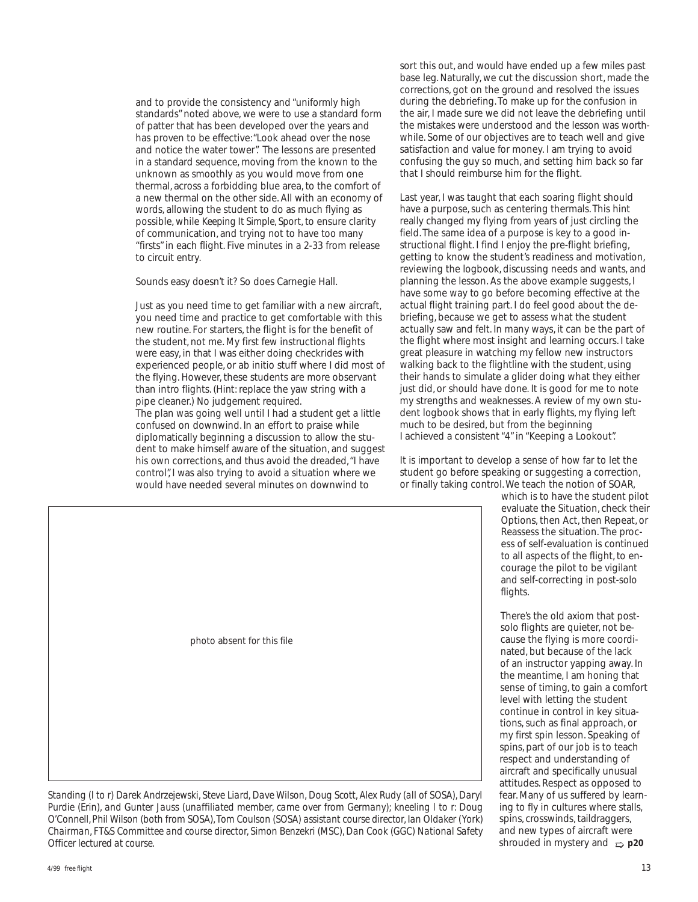and to provide the consistency and "uniformly high standards" noted above, we were to use a standard form of patter that has been developed over the years and has proven to be effective: "Look ahead over the nose and notice the water tower". The lessons are presented in a standard sequence, moving from the known to the unknown as smoothly as you would move from one thermal, across a forbidding blue area, to the comfort of a new thermal on the other side. All with an economy of words, allowing the student to do as much flying as possible, while Keeping It Simple, Sport, to ensure clarity of communication, and trying not to have too many "firsts" in each flight. Five minutes in a 2-33 from release to circuit entry.

Sounds easy doesn't it? So does Carnegie Hall.

Just as you need time to get familiar with a new aircraft, you need time and practice to get comfortable with this new routine. For starters, the flight is for the benefit of the student, not me. My first few instructional flights were easy, in that I was either doing checkrides with experienced people, or ab initio stuff where I did most of the flying. However, these students are more observant than intro flights. (Hint: replace the yaw string with a pipe cleaner.) No judgement required.

The plan was going well until I had a student get a little confused on downwind. In an effort to praise while diplomatically beginning a discussion to allow the student to make himself aware of the situation, and suggest his own corrections, and thus avoid the dreaded, "I have control", I was also trying to avoid a situation where we would have needed several minutes on downwind to sort this out, and would have ended up a few miles past base leg. Naturally, we cut the discussion short, made the corrections, got on the ground and resolved the issues during the debriefing. To make up for the confusion in the air, I made sure we did not leave the debriefing until the mistakes were understood and the lesson was worthwhile. Some of our objectives are to teach well and give satisfaction and value for money. I am trying to avoid confusing the guy so much, and setting him back so far that I should reimburse him for the flight.

Last year, I was taught that each soaring flight should have a purpose, such as centering thermals. This hint really changed my flying from years of just circling the field. The same idea of a purpose is key to a good instructional flight. I find I enjoy the pre-flight briefing, getting to know the student's readiness and motivation, reviewing the logbook, discussing needs and wants, and planning the lesson. As the above example suggests, I have some way to go before becoming effective at the actual flight training part. I do feel good about the debriefing, because we get to assess what the student actually saw and felt. In many ways, it can be the part of the flight where most insight and learning occurs. I take great pleasure in watching my fellow new instructors walking back to the flightline with the student, using their hands to simulate a glider doing what they either just did, or should have done. It is good for me to note my strengths and weaknesses. A review of my own student logbook shows that in early flights, my flying left much to be desired, but from the beginning I achieved a consistent "4" in "Keeping a Lookout".

It is important to develop a sense of how far to let the student go before speaking or suggesting a correction, or finally taking control. We teach the notion of SOAR, which is to have the student pilot evaluate the Situation, check their Options, then Act, then Repeat, or Reassess the situation. The process of self-evaluation is continued to all aspects of the flight, to encourage the pilot to be vigilant and self-correcting in post-solo flights.

There's the old axiom that post-solo flights are quieter, not because the flying is more coordinated, but because of the lack of an instructor yapping away. In the meantime, I am honing that sense of timing, to gain a comfort level with letting the student continue in control in key situations, such as final approach, or my first spin lesson. Speaking of spins, part of our job is to teach respect and understanding of aircraft and specifically unusual attitudes. Respect as opposed to fear. Many of us suffered by learning to fly in cultures where stalls, spins, crosswinds, taildraggers, and new types of aircraft were shrouded in mystery and ⇨ **p20**

photo absent for this file

*Standing (l to r) Darek Andrzejewski, Steve Liard, Dave Wilson, Doug Scott, Alex Rudy (all of SOSA), Daryl Purdie (Erin), and Gunter Jauss (unaffiliated member, came over from Germany); kneeling l to r: Doug O'Connell, Phil Wilson (both from SOSA), Tom Coulson (SOSA) assistant course director, Ian Oldaker (York) Chairman, FT&S Committee and course director, Simon Benzekri (MSC), Dan Cook (GGC) National Safety Officer lectured at course.*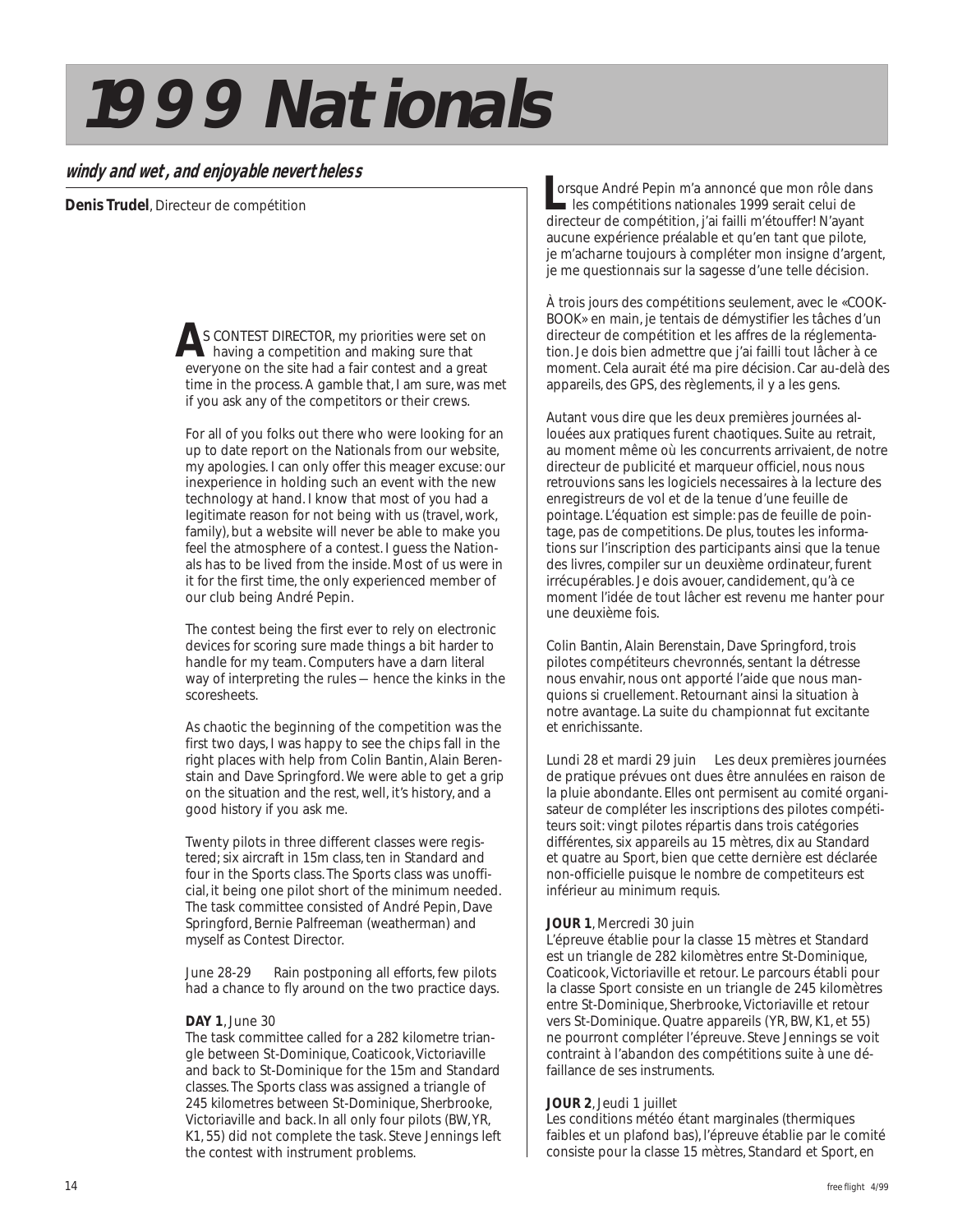# 1999 Nationals

**windy and wet, and enjoyable nevertheless**

**Denis Trudel**, Directeur de compétition

AS CONTEST DIRECTOR, my priorities were set on having a competition and making sure that everyone on the site had a fair contest and a great time in the process. A gamble that, I am sure, was met if you ask any of the competitors or their crews.

For all of you folks out there who were looking for an up to date report on the Nationals from our website, my apologies. I can only offer this meager excuse: our inexperience in holding such an event with the new technology at hand. I know that most of you had a legitimate reason for not being with us (travel, work, family), but a website will never be able to make you feel the atmosphere of a contest. I guess the Nationals has to be lived from the inside. Most of us were in it for the first time, the only experienced member of our club being André Pepin.

The contest being the first ever to rely on electronic devices for scoring sure made things a bit harder to handle for my team. Computers have a darn literal way of interpreting the rules — hence the kinks in the scoresheets.

As chaotic the beginning of the competition was the first two days, I was happy to see the chips fall in the right places with help from Colin Bantin, Alain Berenstain and Dave Springford. We were able to get a grip on the situation and the rest, well, it's history, and a good history if you ask me.

Twenty pilots in three different classes were registered; six aircraft in 15m class, ten in Standard and four in the Sports class. The Sports class was unofficial, it being one pilot short of the minimum needed. The task committee consisted of André Pepin, Dave Springford, Bernie Palfreeman (weatherman) and myself as Contest Director.

June 28-29 Rain postponing all efforts, few pilots had a chance to fly around on the two practice days.

**DAY 1**, June 30
The task committee called for a 282 kilometre triangle between St-Dominique, Coaticook, Victoriaville and back to St-Dominique for the 15m and Standard classes. The Sports class was assigned a triangle of 245 kilometres between St-Dominique, Sherbrooke, Victoriaville and back. In all only four pilots (BW, YR, K1, 55) did not complete the task. Steve Jennings left the contest with instrument problems.

Lorsque André Pepin m'a annoncé que mon rôle dans les compétitions nationales 1999 serait celui de directeur de compétition, j'ai failli m'étouffer! N'ayant aucune expérience préalable et qu'en tant que pilote, je m'acharne toujours à compléter mon insigne d'argent, je me questionnais sur la sagesse d'une telle décision.

À trois jours des compétitions seulement, avec le «COOK-BOOK» en main, je tentais de démystifier les tâches d'un directeur de compétition et les affres de la réglementation. Je dois bien admettre que j'ai failli tout lâcher à ce moment. Cela aurait été ma pire décision. Car au-delà des appareils, des GPS, des règlements, il y a les gens.

Autant vous dire que les deux premières journées allouées aux pratiques furent chaotiques. Suite au retrait, au moment même où les concurrents arrivaient, de notre directeur de publicité et marqueur officiel, nous nous retrouvions sans les logiciels necessaires à la lecture des enregistreurs de vol et de la tenue d'une feuille de pointage. L'équation est simple: pas de feuille de pointage, pas de competitions. De plus, toutes les informations sur l'inscription des participants ainsi que la tenue des livres, compiler sur un deuxième ordinateur, furent irrécupérables. Je dois avouer, candidement, qu'à ce moment l'idée de tout lâcher est revenu me hanter pour une deuxième fois.

Colin Bantin, Alain Berenstain, Dave Springford, trois pilotes compétiteurs chevronnés, sentant la détresse nous envahir, nous ont apporté l'aide que nous manquions si cruellement. Retournant ainsi la situation à notre avantage. La suite du championnat fut excitante et enrichissante.

Lundi 28 et mardi 29 juin Les deux premières journées de pratique prévues ont dues être annulées en raison de la pluie abondante. Elles ont permisent au comité organisateur de compléter les inscriptions des pilotes compétiteurs soit: vingt pilotes répartis dans trois catégories différentes, six appareils au 15 mètres, dix au Standard et quatre au Sport, bien que cette dernière est déclarée non-officielle puisque le nombre de competiteurs est inférieur au minimum requis.

**JOUR 1**, Mercredi 30 juin
L'épreuve établie pour la classe 15 mètres et Standard est un triangle de 282 kilomètres entre St-Dominique, Coaticook, Victoriaville et retour. Le parcours établi pour la classe Sport consiste en un triangle de 245 kilomètres entre St-Dominique, Sherbrooke, Victoriaville et retour vers St-Dominique. Quatre appareils (YR, BW, K1, et 55) ne pourront compléter l'épreuve. Steve Jennings se voit contraint à l'abandon des compétitions suite à une défaillance de ses instruments.

**JOUR 2**, Jeudi 1 juillet
Les conditions météo étant marginales (thermiques faibles et un plafond bas), l'épreuve établie par le comité consiste pour la classe 15 mètres, Standard et Sport, en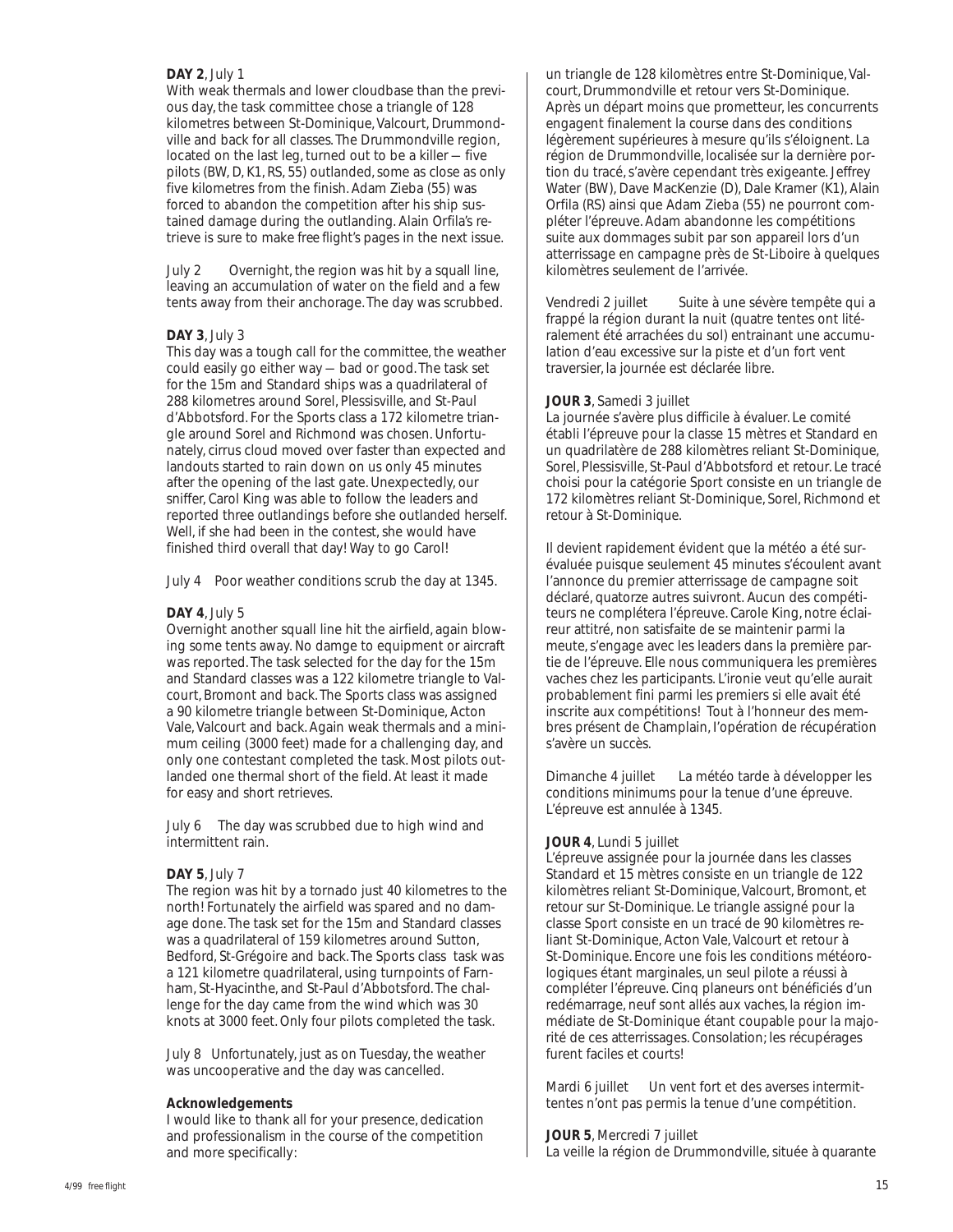**DAY 2**, July 1
With weak thermals and lower cloudbase than the previous day, the task committee chose a triangle of 128 kilometres between St-Dominique, Valcourt, Drummondville and back for all classes. The Drummondville region, located on the last leg, turned out to be a killer — five pilots (BW, D, K1, RS, 55) outlanded, some as close as only five kilometres from the finish. Adam Zieba (55) was forced to abandon the competition after his ship sustained damage during the outlanding. Alain Orfila's retrieve is sure to make *free flight's* pages in the next issue.

July 2 Overnight, the region was hit by a squall line, leaving an accumulation of water on the field and a few tents away from their anchorage. The day was scrubbed.

**DAY 3**, July 3
This day was a tough call for the committee, the weather could easily go either way — bad or good. The task set for the 15m and Standard ships was a quadrilateral of 288 kilometres around Sorel, Plessisville, and St-Paul d'Abbotsford. For the Sports class a 172 kilometre triangle around Sorel and Richmond was chosen. Unfortunately, cirrus cloud moved over faster than expected and landouts started to rain down on us only 45 minutes after the opening of the last gate. Unexpectedly, our sniffer, Carol King was able to follow the leaders and reported three outlandings before she outlanded herself. Well, if she had been in the contest, she would have finished third overall that day! Way to go Carol!

July 4 Poor weather conditions scrub the day at 1345.

**DAY 4**, July 5
Overnight another squall line hit the airfield, again blowing some tents away. No damge to equipment or aircraft was reported. The task selected for the day for the 15m and Standard classes was a 122 kilometre triangle to Valcourt, Bromont and back. The Sports class was assigned a 90 kilometre triangle between St-Dominique, Acton Vale, Valcourt and back. Again weak thermals and a minimum ceiling (3000 feet) made for a challenging day, and only one contestant completed the task. Most pilots outlanded one thermal short of the field. At least it made for easy and short retrieves.

July 6 The day was scrubbed due to high wind and intermittent rain.

**DAY 5**, July 7
The region was hit by a tornado just 40 kilometres to the north! Fortunately the airfield was spared and no damage done. The task set for the 15m and Standard classes was a quadrilateral of 159 kilometres around Sutton, Bedford, St-Grégoire and back. The Sports class task was a 121 kilometre quadrilateral, using turnpoints of Farnham, St-Hyacinthe, and St-Paul d'Abbotsford. The challenge for the day came from the wind which was 30 knots at 3000 feet. Only four pilots completed the task.

July 8 Unfortunately, just as on Tuesday, the weather was uncooperative and the day was cancelled.

**Acknowledgements**
I would like to thank all for your presence, dedication and professionalism in the course of the competition and more specifically:

un triangle de 128 kilomètres entre St-Dominique, Valcourt, Drummondville et retour vers St-Dominique. Après un départ moins que prometteur, les concurrents engagent finalement la course dans des conditions légèrement supérieures à mesure qu'ils s'éloignent. La région de Drummondville, localisée sur la dernière portion du tracé, s'avère cependant très exigeante. Jeffrey Water (BW), Dave MacKenzie (D), Dale Kramer (K1), Alain Orfila (RS) ainsi que Adam Zieba (55) ne pourront compléter l'épreuve. Adam abandonne les compétitions suite aux dommages subit par son appareil lors d'un atterrissage en campagne près de St-Liboire à quelques kilomètres seulement de l'arrivée.

Vendredi 2 juillet Suite à une sévère tempête qui a frappé la région durant la nuit (quatre tentes ont littéralement été arrachées du sol) entrainant une accumulation d'eau excessive sur la piste et d'un fort vent traversier, la journée est déclarée libre.

**JOUR 3**, Samedi 3 juillet
La journée s'avère plus difficile à évaluer. Le comité établi l'épreuve pour la classe 15 mètres et Standard en un quadrilatère de 288 kilomètres reliant St-Dominique, Sorel, Plessisville, St-Paul d'Abbotsford et retour. Le tracé choisi pour la catégorie Sport consiste en un triangle de 172 kilomètres reliant St-Dominique, Sorel, Richmond et retour à St-Dominique.

Il devient rapidement évident que la météo a été surévaluée puisque seulement 45 minutes s'écoulent avant l'annonce du premier atterrissage de campagne soit déclaré, quatorze autres suivront. Aucun des compétiteurs ne complétera l'épreuve. Carole King, notre éclaireur attitré, non satisfaite de se maintenir parmi la meute, s'engage avec les leaders dans la première partie de l'épreuve. Elle nous communiquera les premières vaches chez les participants. L'ironie veut qu'elle aurait probablement fini parmi les premiers si elle avait été inscrite aux compétitions! Tout à l'honneur des membres présent de Champlain, l'opération de récupération s'avère un succès.

Dimanche 4 juillet La météo tarde à développer les conditions minimums pour la tenue d'une épreuve. L'épreuve est annulée à 1345.

**JOUR 4**, Lundi 5 juillet
L'épreuve assignée pour la journée dans les classes Standard et 15 mètres consiste en un triangle de 122 kilomètres reliant St-Dominique, Valcourt, Bromont, et retour sur St-Dominique. Le triangle assigné pour la classe Sport consiste en un tracé de 90 kilomètres reliant St-Dominique, Acton Vale, Valcourt et retour à St-Dominique. Encore une fois les conditions météorologiques étant marginales, un seul pilote a réussi à compléter l'épreuve. Cinq planeurs ont bénéficiés d'un redémarrage, neuf sont allés aux vaches, la région immédiate de St-Dominique étant coupable pour la majorité de ces atterrissages. Consolation; les récupérages furent faciles et courts!

Mardi 6 juillet Un vent fort et des averses intermittentes n'ont pas permis la tenue d'une compétition.

**JOUR 5**, Mercredi 7 juillet
La veille la région de Drummondville, située à quarante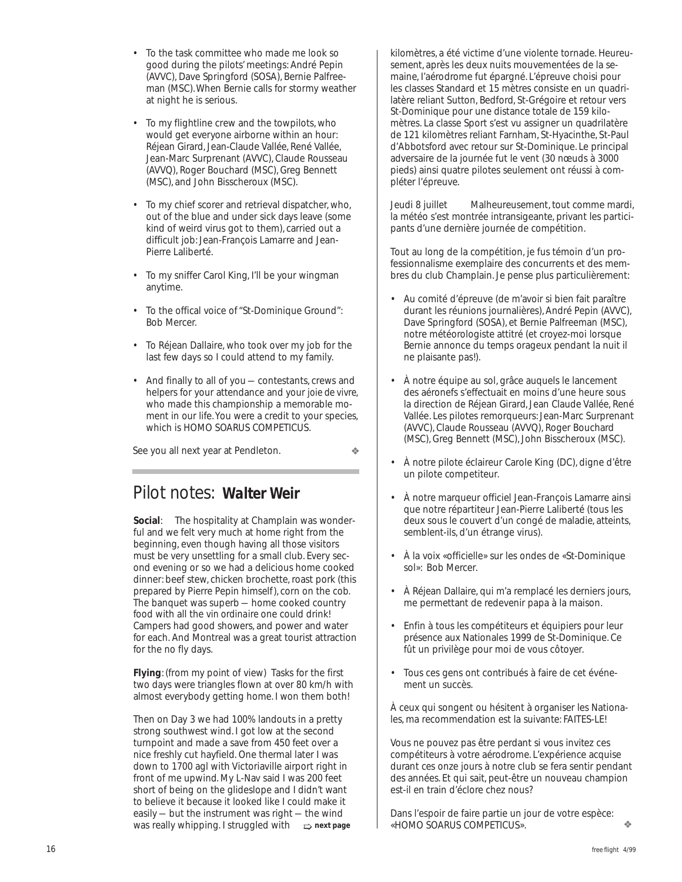- To the task committee who made me look so good during the pilots' meetings: André Pepin (AVVC), Dave Springford (SOSA), Bernie Palfreeman (MSC). When Bernie calls for stormy weather at night he is serious.
- To my flightline crew and the towpilots, who would get everyone airborne within an hour: Réjean Girard, Jean-Claude Vallée, René Vallée, Jean-Marc Surprenant (AVVC), Claude Rousseau (AVVQ), Roger Bouchard (MSC), Greg Bennett (MSC), and John Bisscheroux (MSC).
- To my chief scorer and retrieval dispatcher, who, out of the blue and under sick days leave (some kind of weird virus got to them), carried out a difficult job: Jean-François Lamarre and Jean-Pierre Laliberté.
- To my sniffer Carol King, I'll be your wingman anytime.
- To the offical voice of "St-Dominique Ground": Bob Mercer.
- To Réjean Dallaire, who took over my job for the last few days so I could attend to my family.
- And finally to all of you — contestants, crews and helpers for your attendance and your *joie de vivre*, who made this championship a memorable moment in our life. You were a credit to your species, which is HOMO SOARUS COMPETICUS.

See you all next year at Pendleton. ❖

## Pilot notes: **Walter Weir**

**Social**: The hospitality at Champlain was wonderful and we felt very much at home right from the beginning, even though having all those visitors must be very unsettling for a small club. Every second evening or so we had a delicious home cooked dinner: beef stew, chicken brochette, roast pork (this prepared by Pierre Pepin himself), corn on the cob. The banquet was superb — home cooked country food with all the *vin ordinaire* one could drink! Campers had good showers, and power and water for each. And Montreal was a great tourist attraction for the no fly days.

**Flying**: (from my point of view) Tasks for the first two days were triangles flown at over 80 km/h with almost everybody getting home. I won them both!

Then on Day 3 we had 100% landouts in a pretty strong southwest wind. I got low at the second turnpoint and made a save from 450 feet over a nice freshly cut hayfield. One thermal later I was down to 1700 agl with Victoriaville airport right in front of me upwind. My L-Nav said I was 200 feet short of being on the glideslope and I didn't want to believe it because it looked like I could make it easily — but the instrument was right — the wind was really whipping. I struggled with ⇨ **next page**

kilomètres, a été victime d'une violente tornade. Heureusement, après les deux nuits mouvementées de la semaine, l'aérodrome fut épargné. L'épreuve choisi pour les classes Standard et 15 mètres consiste en un quadrilatère reliant Sutton, Bedford, St-Grégoire et retour vers St-Dominique pour une distance totale de 159 kilomètres. La classe Sport s'est vu assigner un quadrilatère de 121 kilomètres reliant Farnham, St-Hyacinthe, St-Paul d'Abbotsford avec retour sur St-Dominique. Le principal adversaire de la journée fut le vent (30 nœuds à 3000 pieds) ainsi quatre pilotes seulement ont réussi à compléter l'épreuve.

Jeudi 8 juillet Malheureusement, tout comme mardi, la météo s'est montrée intransigeante, privant les participants d'une dernière journée de compétition.

Tout au long de la compétition, je fus témoin d'un professionnalisme exemplaire des concurrents et des membres du club Champlain. Je pense plus particulièrement:

- Au comité d'épreuve (de m'avoir si bien fait paraître durant les réunions journalières), André Pepin (AVVC), Dave Springford (SOSA), et Bernie Palfreeman (MSC), notre météorologiste attitré (et croyez-moi lorsque Bernie annonce du temps orageux pendant la nuit il ne plaisante pas!).
- À notre équipe au sol, grâce auquels le lancement des aéronefs s'effectuait en moins d'une heure sous la direction de Réjean Girard, Jean Claude Vallée, René Vallée. Les pilotes remorqueurs: Jean-Marc Surprenant (AVVC), Claude Rousseau (AVVQ), Roger Bouchard (MSC), Greg Bennett (MSC), John Bisscheroux (MSC).
- À notre pilote éclaireur Carole King (DC), digne d'être un pilote competiteur.
- À notre marqueur officiel Jean-François Lamarre ainsi que notre répartiteur Jean-Pierre Laliberté (tous les deux sous le couvert d'un congé de maladie, atteints, semblent-ils, d'un étrange virus).
- À la voix «officielle» sur les ondes de «St-Dominique sol»: Bob Mercer.
- À Réjean Dallaire, qui m'a remplacé les derniers jours, me permettant de redevenir papa à la maison.
- Enfin à tous les compétiteurs et équipiers pour leur présence aux Nationales 1999 de St-Dominique. Ce fût un privilège pour moi de vous côtoyer.
- Tous ces gens ont contribués à faire de cet événement un succès.

À ceux qui songent ou hésitent à organiser les Nationales, ma recommendation est la suivante: FAITES-LE!

Vous ne pouvez pas être perdant si vous invitez ces compétiteurs à votre aérodrome. L'expérience acquise durant ces onze jours à notre club se fera sentir pendant des années. Et qui sait, peut-être un nouveau champion est-il en train d'éclore chez nous?

Dans l'espoir de faire partie un jour de votre espèce: «HOMO SOARUS COMPETICUS». ❖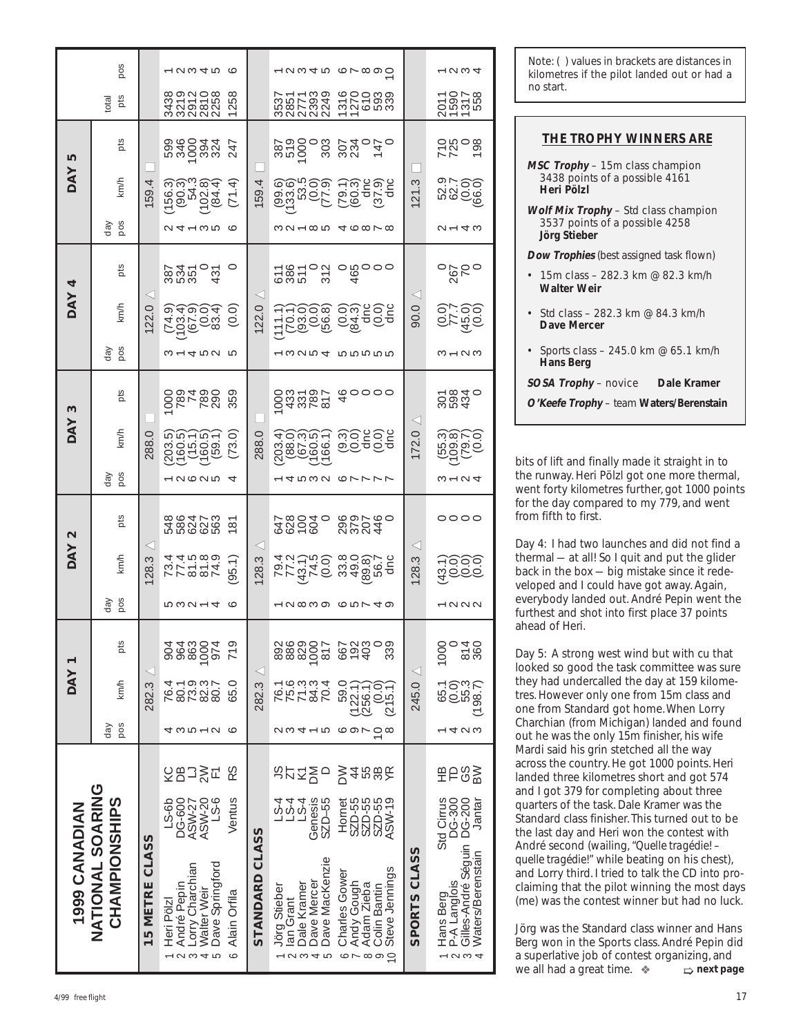# 1999 CANADIAN NATIONAL SOARING CHAMPIONSHIPS

| | | | | DAY 1 | | | DAY 2 | | | DAY 3 | | | DAY 4 | | | DAY 5 | | | | |
|---|---|---|---|---|---|---|---|---|---|---|---|---|---|---|---|---|---|---|---|---|
| | | | | day pos | km/h | pts | day pos | km/h | pts | day pos | km/h | pts | day pos | km/h | pts | day pos | km/h | pts | total pts | pos |
| **15 METRE CLASS** | | | | | 282.3 ◁ | | | 128.3 ◁ | | | 288.0 □ | | | 122.0 ◁ | | | 159.4 □ | | | |
| 1 | Heri Pölzl | LS-6b | KC | 4 | 76.4 | 904 | 5 | 73.4 | 548 | 1 | (203.5) | 1000 | 3 | (74.9) | 387 | 2 | (156.3) | 599 | 3438 | 1 |
| 2 | André Pepin | DG-600 | DB | 3 | 80.1 | 964 | 3 | 77.4 | 586 | 2 | (160.5) | 789 | 1 | (103.4) | 534 | 4 | (90.3) | 346 | 3219 | 2 |
| 3 | Lorry Charchian | ASW-27 | LJ | 5 | 73.9 | 863 | 2 | 81.5 | 624 | 6 | (15.1) | 74 | 4 | (67.9) | 351 | 1 | 54.3 | 1000 | 2912 | 3 |
| 4 | Walter Weir | ASW-20 | 2W | 1 | 82.3 | 1000 | 1 | 81.8 | 627 | 2 | (160.5) | 789 | 5 | (0.0) | 0 | 3 | (102.8) | 394 | 2810 | 4 |
| 5 | Dave Springford | LS-6 | F1 | 2 | 80.7 | 974 | 4 | 74.9 | 563 | 5 | (59.1) | 290 | 2 | 83.4 | 431 | 5 | (84.4) | 324 | 2258 | 5 |
| 6 | Alain Orfila | Ventus | RS | 6 | 65.0 | 719 | 6 | (95.1) | 181 | 4 | (73.0) | 359 | 5 | (0.0) | 0 | 6 | (71.4) | 247 | 1258 | 6 |
| **STANDARD CLASS** | | | | | 282.3 ◁ | | | 128.3 ◁ | | | 288.0 □ | | | 122.0 ◁ | | | 159.4 □ | | | |
| 1 | Jörg Stieber | LS-4 | JS | 2 | 76.1 | 892 | 1 | 79.4 | 647 | 1 | (203.4) | 1000 | 1 | (111.1) | 611 | 3 | (99.6) | 387 | 3537 | 1 |
| 2 | Ian Grant | LS-4 | ZT | 3 | 75.6 | 886 | 2 | 77.2 | 628 | 4 | (88.0) | 433 | 3 | (70.1) | 386 | 2 | (133.6) | 519 | 2851 | 2 |
| 3 | Dale Kramer | LS-4 | K1 | 4 | 71.3 | 829 | 8 | (43.1) | 100 | 5 | (67.3) | 331 | 2 | (93.0) | 511 | 1 | 53.5 | 1000 | 2771 | 3 |
| 4 | Dave Mercer | Genesis | DM | 1 | 84.3 | 1000 | 3 | 74.5 | 604 | 3 | (160.5) | 789 | 5 | (0.0) | 0 | 8 | (0.0) | 0 | 2393 | 4 |
| 5 | Dave MacKenzie | SZD-55 | D | 5 | 70.4 | 817 | 9 | (0.0) | 0 | 2 | (166.1) | 817 | 4 | (56.8) | 312 | 5 | (77.9) | 303 | 2249 | 5 |
| 6 | Charles Gower | Hornet | DW | 6 | 59.0 | 667 | 6 | 33.8 | 296 | 6 | (9.3) | 46 | 5 | (0.0) | 0 | 4 | (79.1) | 307 | 1316 | 6 |
| 7 | Andy Gough | SZD-55 | 44 | 9 | (122.1) | 192 | 5 | 49.0 | 379 | 7 | (0.0) | 0 | 5 | (84.3) | 465 | 6 | (60.3) | 234 | 1270 | 7 |
| 8 | Adam Zieba | SZD-55 | 55 | 7 | (256.1) | 403 | 7 | (89.8) | 207 | 7 | dnc | 0 | 5 | dnc | 0 | 8 | dnc | 0 | 610 | 8 |
| 9 | Colin Bantin | SZD-55 | 3B | 10 | (0.0) | 0 | 4 | 56.7 | 446 | 7 | (0.0) | 0 | 5 | (0.0) | 0 | 7 | (37.9) | 147 | 593 | 9 |
| 10 | Steve Jennings | ASW-19 | YR | 8 | (215.1) | 339 | 9 | dnc | 0 | 7 | dnc | 0 | 5 | dnc | 0 | 8 | dnc | 0 | 339 | 10 |
| **SPORTS CLASS** | | | | | 245.0 ◁ | | | 128.3 ◁ | | | 172.0 ◁ | | | 90.0 ◁ | | | 121.3 □ | | | |
| 1 | Hans Berg | Std Cirrus | HB | 1 | 65.1 | 1000 | 1 | (43.1) | 0 | 3 | (55.3) | 301 | 3 | (0.0) | 0 | 2 | 52.9 | 710 | 2011 | 1 |
| 2 | P-A Langlois | DG-300 | TD | 4 | (0.0) | 0 | 2 | (0.0) | 0 | 1 | (109.8) | 598 | 1 | 77.7 | 267 | 1 | 62.7 | 725 | 1590 | 2 |
| 3 | Gilles-André Séguin | DG-200 | GS | 2 | 55.3 | 814 | 2 | (0.0) | 0 | 2 | (79.7) | 434 | 2 | (45.0) | 70 | 4 | (0.0) | 0 | 1317 | 3 |
| 4 | Waters/Berenstain | Jantar | BW | 3 | (198.7) | 360 | 2 | (0.0) | 0 | 4 | (0.0) | 0 | 3 | (0.0) | 0 | 3 | (66.0) | 198 | 558 | 4 |

Note: ( ) values in brackets are distances in kilometres if the pilot landed out or had a no start.

## THE TROPHY WINNERS ARE

***MSC Trophy*** – 15m class champion 3438 points of a possible 4161 **Heri Pölzl**

***Wolf Mix Trophy*** – Std class champion 3537 points of a possible 4258 **Jörg Stieber**

***Dow Trophies*** (best assigned task flown)

- 15m class – 282.3 km @ 82.3 km/h **Walter Weir**
- Std class – 282.3 km @ 84.3 km/h **Dave Mercer**
- Sports class – 245.0 km @ 65.1 km/h **Hans Berg**

***SOSA Trophy*** – novice **Dale Kramer**

***O'Keefe Trophy*** – team **Waters/Berenstain**

bits of lift and finally made it straight in to the runway. Heri Pölzl got one more thermal, went forty kilometres further, got 1000 points for the day compared to my 779, and went from fifth to first.

Day 4: I had two launches and did not find a thermal — at all! So I quit and put the glider back in the box — big mistake since it redeveloped and I could have got away. Again, everybody landed out. André Pepin went the furthest and shot into first place 37 points ahead of Heri.

Day 5: A strong west wind but with cu that looked so good the task committee was sure they had undercalled the day at 159 kilometres. However only one from 15m class and one from Standard got home. When Lorry Charchian (from Michigan) landed and found out he was the only 15m finisher, his wife Mardi said his grin stretched all the way across the country. He got 1000 points. Heri landed three kilometres short and got 574 and I got 379 for completing about three quarters of the task. Dale Kramer was the Standard class finisher. This turned out to be the last day and Heri won the contest with André second (wailing, "Quelle tragédie! – quelle tragédie!" while beating on his chest), and Lorry third. I tried to talk the CD into proclaiming that the pilot winning the most days (me) was the contest winner but had no luck.

Jörg was the Standard class winner and Hans Berg won in the Sports class. André Pepin did a superlative job of contest organizing, and we all had a great time. ❖ ⇨ **next page**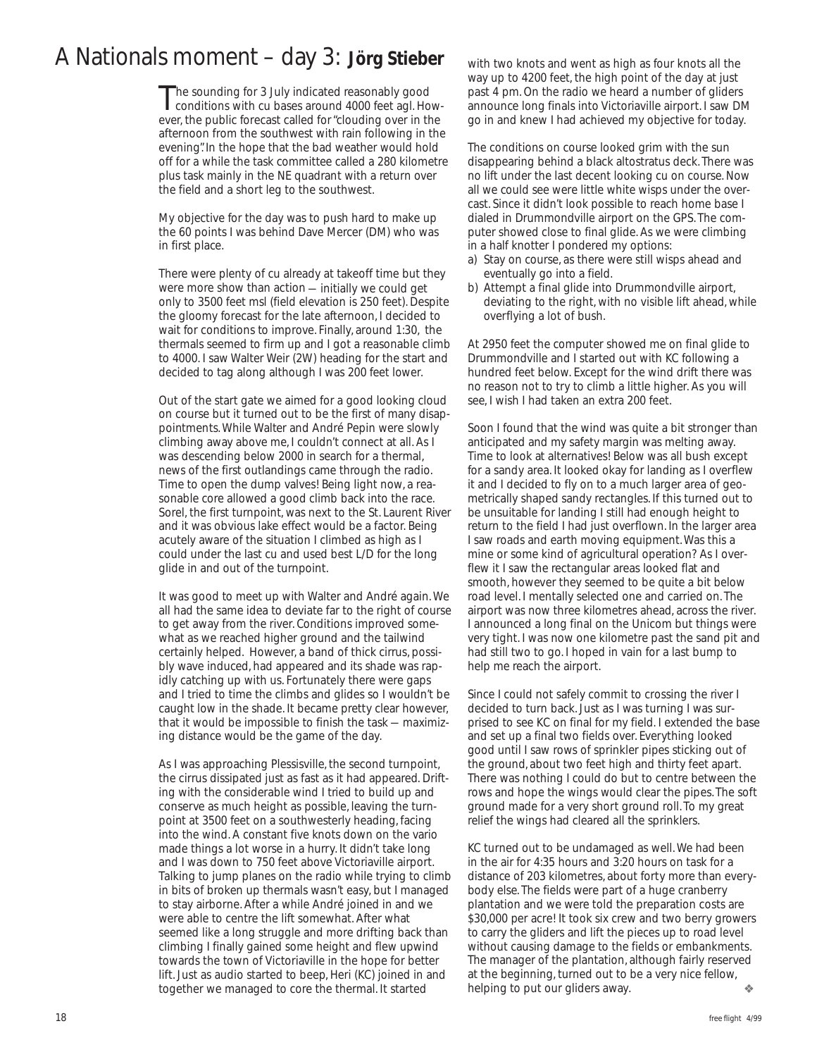# A Nationals moment – day 3: **Jörg Stieber**

The sounding for 3 July indicated reasonably good conditions with cu bases around 4000 feet agl. However, the public forecast called for "clouding over in the afternoon from the southwest with rain following in the evening". In the hope that the bad weather would hold off for a while the task committee called a 280 kilometre plus task mainly in the NE quadrant with a return over the field and a short leg to the southwest.

My objective for the day was to push hard to make up the 60 points I was behind Dave Mercer (DM) who was in first place.

There were plenty of cu already at takeoff time but they were more show than action — initially we could get only to 3500 feet msl (field elevation is 250 feet). Despite the gloomy forecast for the late afternoon, I decided to wait for conditions to improve. Finally, around 1:30, the thermals seemed to firm up and I got a reasonable climb to 4000. I saw Walter Weir (2W) heading for the start and decided to tag along although I was 200 feet lower.

Out of the start gate we aimed for a good looking cloud on course but it turned out to be the first of many disappointments. While Walter and André Pepin were slowly climbing away above me, I couldn't connect at all. As I was descending below 2000 in search for a thermal, news of the first outlandings came through the radio. Time to open the dump valves! Being light now, a reasonable core allowed a good climb back into the race. Sorel, the first turnpoint, was next to the St. Laurent River and it was obvious lake effect would be a factor. Being acutely aware of the situation I climbed as high as I could under the last cu and used best L/D for the long glide in and out of the turnpoint.

It was good to meet up with Walter and André again. We all had the same idea to deviate far to the right of course to get away from the river. Conditions improved somewhat as we reached higher ground and the tailwind certainly helped. However, a band of thick cirrus, possibly wave induced, had appeared and its shade was rapidly catching up with us. Fortunately there were gaps and I tried to time the climbs and glides so I wouldn't be caught low in the shade. It became pretty clear however, that it would be impossible to finish the task — maximizing distance would be the game of the day.

As I was approaching Plessisville, the second turnpoint, the cirrus dissipated just as fast as it had appeared. Drifting with the considerable wind I tried to build up and conserve as much height as possible, leaving the turnpoint at 3500 feet on a southwesterly heading, facing into the wind. A constant five knots down on the vario made things a lot worse in a hurry. It didn't take long and I was down to 750 feet above Victoriaville airport. Talking to jump planes on the radio while trying to climb in bits of broken up thermals wasn't easy, but I managed to stay airborne. After a while André joined in and we were able to centre the lift somewhat. After what seemed like a long struggle and more drifting back than climbing I finally gained some height and flew upwind towards the town of Victoriaville in the hope for better lift. Just as audio started to beep, Heri (KC) joined in and together we managed to core the thermal. It started with two knots and went as high as four knots all the way up to 4200 feet, the high point of the day at just past 4 pm. On the radio we heard a number of gliders announce long finals into Victoriaville airport. I saw DM go in and knew I had achieved my objective for today.

The conditions on course looked grim with the sun disappearing behind a black altostratus deck. There was no lift under the last decent looking cu on course. Now all we could see were little white wisps under the overcast. Since it didn't look possible to reach home base I dialed in Drummondville airport on the GPS. The computer showed close to final glide. As we were climbing in a half knotter I pondered my options:

a) Stay on course, as there were still wisps ahead and eventually go into a field.
b) Attempt a final glide into Drummondville airport, deviating to the right, with no visible lift ahead, while overflying a lot of bush.

At 2950 feet the computer showed me on final glide to Drummondville and I started out with KC following a hundred feet below. Except for the wind drift there was no reason not to try to climb a little higher. As you will see, I wish I had taken an extra 200 feet.

Soon I found that the wind was quite a bit stronger than anticipated and my safety margin was melting away. Time to look at alternatives! Below was all bush except for a sandy area. It looked okay for landing as I overflew it and I decided to fly on to a much larger area of geometrically shaped sandy rectangles. If this turned out to be unsuitable for landing I still had enough height to return to the field I had just overflown. In the larger area I saw roads and earth moving equipment. Was this a mine or some kind of agricultural operation? As I overflew it I saw the rectangular areas looked flat and smooth, however they seemed to be quite a bit below road level. I mentally selected one and carried on. The airport was now three kilometres ahead, across the river. I announced a long final on the Unicom but things were very tight. I was now one kilometre past the sand pit and had still two to go. I hoped in vain for a last bump to help me reach the airport.

Since I could not safely commit to crossing the river I decided to turn back. Just as I was turning I was surprised to see KC on final for my field. I extended the base and set up a final two fields over. Everything looked good until I saw rows of sprinkler pipes sticking out of the ground, about two feet high and thirty feet apart. There was nothing I could do but to centre between the rows and hope the wings would clear the pipes. The soft ground made for a very short ground roll. To my great relief the wings had cleared all the sprinklers.

KC turned out to be undamaged as well. We had been in the air for 4:35 hours and 3:20 hours on task for a distance of 203 kilometres, about forty more than everybody else. The fields were part of a huge cranberry plantation and we were told the preparation costs are $30,000 per acre! It took six crew and two berry growers to carry the gliders and lift the pieces up to road level without causing damage to the fields or embankments. The manager of the plantation, although fairly reserved at the beginning, turned out to be a very nice fellow, helping to put our gliders away. ❖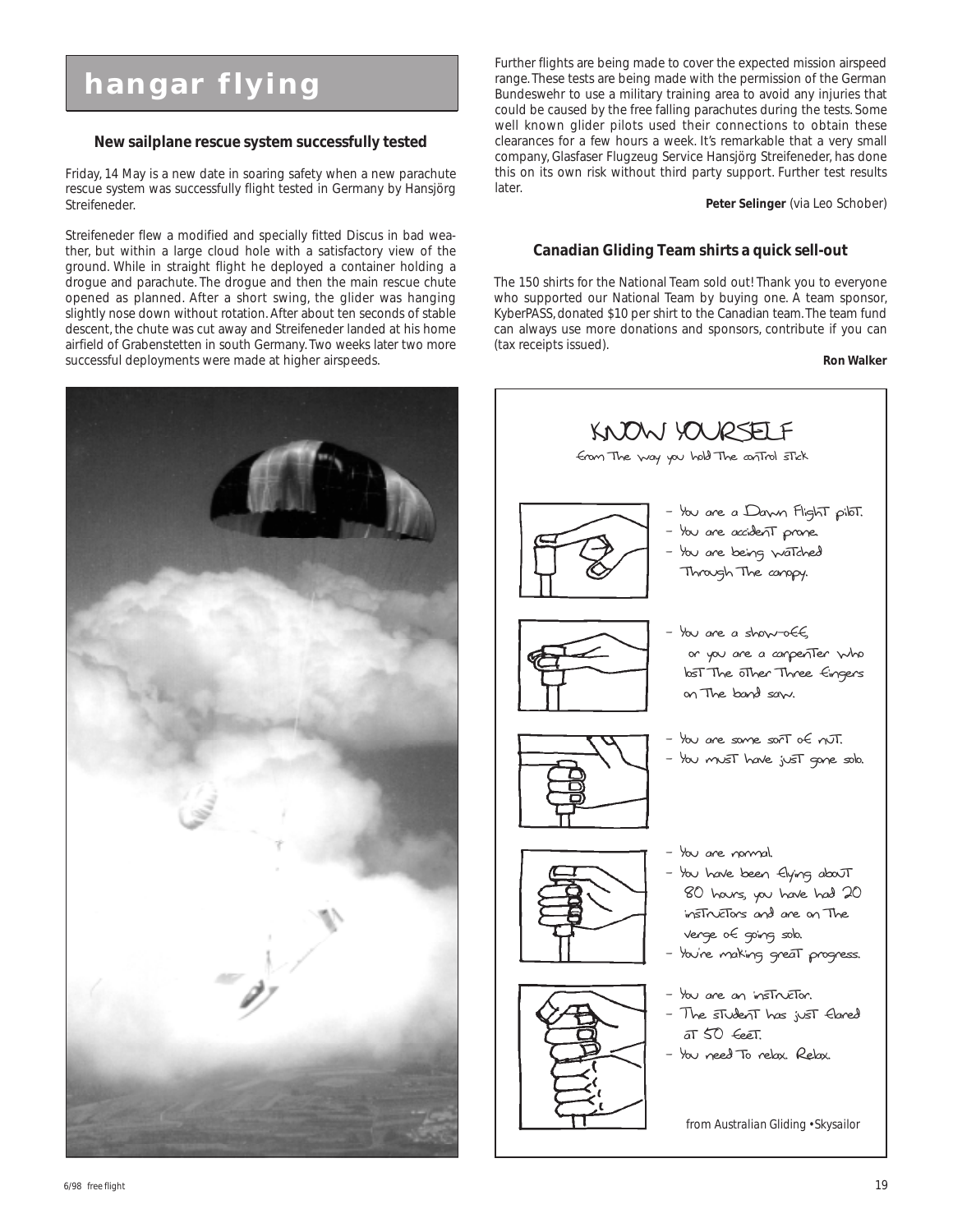# hangar flying

### New sailplane rescue system successfully tested

Friday, 14 May is a new date in soaring safety when a new parachute rescue system was successfully flight tested in Germany by Hansjörg Streifeneder.

Streifeneder flew a modified and specially fitted Discus in bad weather, but within a large cloud hole with a satisfactory view of the ground. While in straight flight he deployed a container holding a drogue and parachute. The drogue and then the main rescue chute opened as planned. After a short swing, the glider was hanging slightly nose down without rotation. After about ten seconds of stable descent, the chute was cut away and Streifeneder landed at his home airfield of Grabenstetten in south Germany. Two weeks later two more successful deployments were made at higher airspeeds.

Further flights are being made to cover the expected mission airspeed range. These tests are being made with the permission of the German Bundeswehr to use a military training area to avoid any injuries that could be caused by the free falling parachutes during the tests. Some well known glider pilots used their connections to obtain these clearances for a few hours a week. It's remarkable that a very small company, Glasfaser Flugzeug Service Hansjörg Streifeneder, has done this on its own risk without third party support. Further test results later.

**Peter Selinger** (via Leo Schober)

### Canadian Gliding Team shirts a quick sell-out

The 150 shirts for the National Team sold out! Thank you to everyone who supported our National Team by buying one. A team sponsor, KyberPASS, donated $10 per shirt to the Canadian team. The team fund can always use more donations and sponsors, contribute if you can (tax receipts issued).

**Ron Walker**

## KNOW YOURSELF

from the way you hold the control stick

- You are a Dawn Flight pilot.
- You are accident prone.
- You are being watched through the canopy.

- You are a show-off, or you are a carpenter who lost the other three fingers on the band saw.

- You are some sort of nut.
- You must have just gone solo.

- You are normal.
- You have been flying about 80 hours, you have had 20 instructors and are on the verge of going solo.
- You're making great progress.

- You are an instructor.
- The student has just flared at 50 feet.
- You need to relax. Relax.

*from Australian Gliding • Skysailor*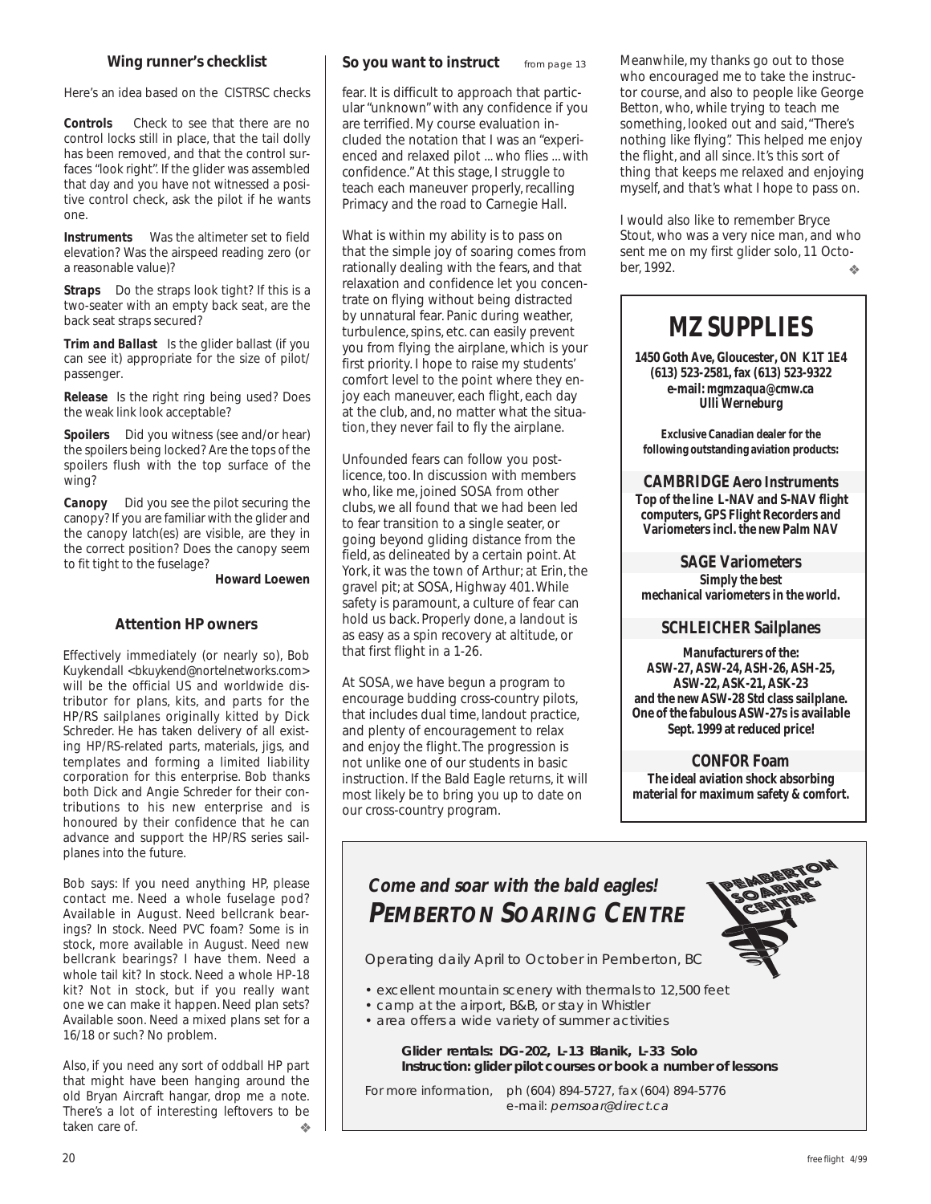## Wing runner's checklist

Here's an idea based on the CISTRSC checks

**Controls** Check to see that there are no control locks still in place, that the tail dolly has been removed, and that the control surfaces "look right". If the glider was assembled that day and you have not witnessed a positive control check, ask the pilot if he wants one.

**Instruments** Was the altimeter set to field elevation? Was the airspeed reading zero (or a reasonable value)?

**Straps** Do the straps look tight? If this is a two-seater with an empty back seat, are the back seat straps secured?

**Trim and Ballast** Is the glider ballast (if you can see it) appropriate for the size of pilot/passenger.

**Release** Is the right ring being used? Does the weak link look acceptable?

**Spoilers** Did you witness (see and/or hear) the spoilers being locked? Are the tops of the spoilers flush with the top surface of the wing?

**Canopy** Did you see the pilot securing the canopy? If you are familiar with the glider and the canopy latch(es) are visible, are they in the correct position? Does the canopy seem to fit tight to the fuselage?

**Howard Loewen**

## Attention HP owners

Effectively immediately (or nearly so), Bob Kuykendall <bkuykend@nortelnetworks.com> will be the official US and worldwide distributor for plans, kits, and parts for the HP/RS sailplanes originally kitted by Dick Schreder. He has taken delivery of all existing HP/RS-related parts, materials, jigs, and templates and forming a limited liability corporation for this enterprise. Bob thanks both Dick and Angie Schreder for their contributions to his new enterprise and is honoured by their confidence that he can advance and support the HP/RS series sailplanes into the future.

Bob says: If you need anything HP, please contact me. Need a whole fuselage pod? Available in August. Need bellcrank bearings? In stock. Need PVC foam? Some is in stock, more available in August. Need new bellcrank bearings? I have them. Need a whole tail kit? In stock. Need a whole HP-18 kit? Not in stock, but if you really want one we can make it happen. Need plan sets? Available soon. Need a mixed plans set for a 16/18 or such? No problem.

Also, if you need any sort of oddball HP part that might have been hanging around the old Bryan Aircraft hangar, drop me a note. There's a lot of interesting leftovers to be taken care of. ❖

## So you want to instruct *from page 13*

fear. It is difficult to approach that particular "unknown" with any confidence if you are terrified. My course evaluation included the notation that I was an "experienced and relaxed pilot ... who flies ... with confidence." At this stage, I struggle to teach each maneuver properly, recalling Primacy and the road to Carnegie Hall.

What is within my ability is to pass on that the simple joy of soaring comes from rationally dealing with the fears, and that relaxation and confidence let you concentrate on flying without being distracted by unnatural fear. Panic during weather, turbulence, spins, etc. can easily prevent you from flying the airplane, which is your first priority. I hope to raise my students' comfort level to the point where they enjoy each maneuver, each flight, each day at the club, and, no matter what the situation, they never fail to fly the airplane.

Unfounded fears can follow you post-licence, too. In discussion with members who, like me, joined SOSA from other clubs, we all found that we had been led to fear transition to a single seater, or going beyond gliding distance from the field, as delineated by a certain point. At York, it was the town of Arthur; at Erin, the gravel pit; at SOSA, Highway 401. While safety is paramount, a culture of fear can hold us back. Properly done, a landout is as easy as a spin recovery at altitude, or that first flight in a 1-26.

At SOSA, we have begun a program to encourage budding cross-country pilots, that includes dual time, landout practice, and plenty of encouragement to relax and enjoy the flight. The progression is not unlike one of our students in basic instruction. If the Bald Eagle returns, it will most likely be to bring you up to date on our cross-country program.

Meanwhile, my thanks go out to those who encouraged me to take the instructor course, and also to people like George Betton, who, while trying to teach me something, looked out and said, "There's nothing like flying". This helped me enjoy the flight, and all since. It's this sort of thing that keeps me relaxed and enjoying myself, and that's what I hope to pass on.

I would also like to remember Bryce Stout, who was a very nice man, and who sent me on my first glider solo, 11 October, 1992. ❖

# MZ SUPPLIES

**1450 Goth Ave, Gloucester, ON K1T 1E4**
**(613) 523-2581, fax (613) 523-9322**
**e-mail: mgmzaqua@cmw.ca**
**Ulli Werneburg**

**Exclusive Canadian dealer for the following outstanding aviation products:**

**CAMBRIDGE Aero Instruments**
**Top of the line L-NAV and S-NAV flight computers, GPS Flight Recorders and Variometers incl. the new Palm NAV**

**SAGE Variometers**
**Simply the best mechanical variometers in the world.**

**SCHLEICHER Sailplanes**
**Manufacturers of the: ASW-27, ASW-24, ASH-26, ASH-25, ASW-22, ASK-21, ASK-23 and the new ASW-28 Std class sailplane. One of the fabulous ASW-27s is available Sept. 1999 at reduced price!**

**CONFOR Foam**
**The ideal aviation shock absorbing material for maximum safety & comfort.**

***Come and soar with the bald eagles!***
***PEMBERTON SOARING CENTRE***

Operating daily April to October in Pemberton, BC

- excellent mountain scenery with thermals to 12,500 feet
- camp at the airport, B&B, or stay in Whistler
- area offers a wide variety of summer activities

**Glider rentals: DG-202, L-13 Blanik, L-33 Solo**
**Instruction: glider pilot courses or book a number of lessons**

For more information, ph (604) 894-5727, fax (604) 894-5776
e-mail: *pemsoar@direct.ca*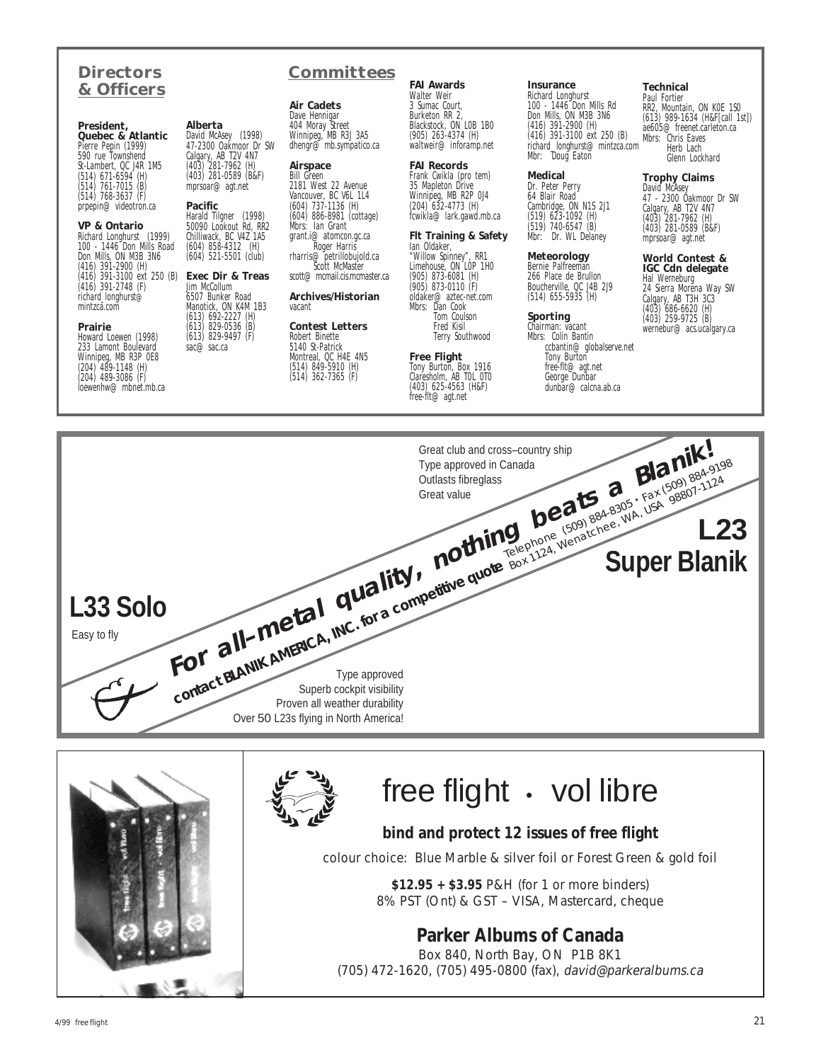## Directors & Officers

**President, Quebec & Atlantic**
Pierre Pepin (1999)
590 rue Townshend
St-Lambert, QC J4R 1M5
(514) 671-6594 (H)
(514) 761-7015 (B)
(514) 768-3637 (F)
prpepin@ videotron.ca

**VP & Ontario**
Richard Longhurst (1999)
100 - 1446 Don Mills Road
Don Mills, ON M3B 3N6
(416) 391-2900 (H)
(416) 391-3100 ext 250 (B)
(416) 391-2748 (F)
richard_longhurst@ mintzca.com

**Prairie**
Howard Loewen (1998)
233 Lamont Boulevard
Winnipeg, MB R3P 0E8
(204) 489-1148 (H)
(204) 489-3086 (F)
loewenhw@ mbnet.mb.ca

**Alberta**
David McAsey (1998)
47-2300 Oakmoor Dr SW
Calgary, AB T2V 4N7
(403) 281-7962 (H)
(403) 281-0589 (B&F)
mprsoar@ agt.net

**Pacific**
Harald Tilgner (1998)
50090 Lookout Rd, RR2
Chilliwack, BC V4Z 1A5
(604) 858-4312 (H)
(604) 521-5501 (club)

**Exec Dir & Treas**
Jim McCollum
6507 Bunker Road
Manotick, ON K4M 1B3
(613) 692-2227 (H)
(613) 829-0536 (B)
(613) 829-9497 (F)
sac@ sac.ca

## Committees

**Air Cadets**
Dave Hennigar
404 Moray Street
Winnipeg, MB R3J 3A5
dhengr@ mb.sympatico.ca

**Airspace**
Bill Green
2181 West 22 Avenue
Vancouver, BC V6L 1L4
(604) 737-1136 (H)
(604) 886-8981 (cottage)
Mbrs: Ian Grant
grant.i@ atomcon.gc.ca
Roger Harris
rharris@ petrillobujold.ca
Scott McMaster
scott@ mcmail.cis.mcmaster.ca

**Archives/Historian**
vacant

**Contest Letters**
Robert Binette
5140 St-Patrick
Montreal, QC H4E 4N5
(514) 849-5910 (H)
(514) 362-7365 (F)

**FAI Awards**
Walter Weir
3 Sumac Court,
Burketon RR 2,
Blackstock, ON L0B 1B0
(905) 263-4374 (H)
waltweir@ inforamp.net

**FAI Records**
Frank Cwikla (pro tem)
35 Mapleton Drive
Winnipeg, MB R2P 0J4
(204) 632-4773 (H)
fcwikla@ lark.gawd.mb.ca

**Flt Training & Safety**
Ian Oldaker,
"Willow Spinney", RR1
Limehouse, ON L0P 1H0
(905) 873-6081 (H)
(905) 873-0110 (F)
oldaker@ aztec-net.com
Mbrs: Dan Cook
Tom Coulson
Fred Kisil
Terry Southwood

**Free Flight**
Tony Burton, Box 1916
Claresholm, AB T0L 0T0
(403) 625-4563 (H&F)
free-flt@ agt.net

**Insurance**
Richard Longhurst
100 - 1446 Don Mills Rd
Don Mills, ON M3B 3N6
(416) 391-2900 (H)
(416) 391-3100 ext 250 (B)
richard_longhurst@ mintzca.com
Mbr: Doug Eaton

**Medical**
Dr. Peter Perry
64 Blair Road
Cambridge, ON N1S 2J1
(519) 623-1092 (H)
(519) 740-6547 (B)
Mbr: Dr. WL Delaney

**Meteorology**
Bernie Palfreeman
266 Place de Brullon
Boucherville, QC J4B 2J9
(514) 655-5935 (H)

**Sporting**
Chairman: vacant
Mbrs: Colin Bantin
ccbantin@ globalserve.net
Tony Burton
free-flt@ agt.net
George Dunbar
dunbar@ calcna.ab.ca

**Technical**
Paul Fortier
RR2, Mountain, ON K0E 1S0
(613) 989-1634 (H&F[call 1st])
ae605@ freenet.carleton.ca
Mbrs: Chris Eaves
Herb Lach
Glenn Lockhard

**Trophy Claims**
David McAsey
47 - 2300 Oakmoor Dr SW
Calgary, AB T2V 4N7
(403) 281-7962 (H)
(403) 281-0589 (B&F)
mprsoar@ agt.net

**World Contest & IGC Cdn delegate**
Hal Werneburg
24 Sierra Morena Way SW
Calgary, AB T3H 3C3
(403) 686-6620 (H)
(403) 259-9725 (B)
wernebur@ acs.ucalgary.ca

---

**L23 Super Blanik**
Great club and cross–country ship
Type approved in Canada
Outlasts fibreglass
Great value

**For all-metal quality, nothing beats a Blanik!**
**contact BLANIK AMERICA, INC. for a competitive quote** Telephone (509) 884-8305 • Fax (509) 884-9198 Box 1124, Wenatchee, WA, USA 98807-1124

**L33 Solo**
Easy to fly
Type approved
Superb cockpit visibility
Proven all weather durability
Over 50 L23s flying in North America!

---

# free flight • vol libre

**bind and protect 12 issues of free flight**

colour choice: Blue Marble & silver foil or Forest Green & gold foil

**$12.95 + $3.95** P&H (for 1 or more binders)
8% PST (Ont) & GST – VISA, Mastercard, cheque

**Parker Albums of Canada**
Box 840, North Bay, ON P1B 8K1
(705) 472-1620, (705) 495-0800 (fax), *david@parkeralbums.ca*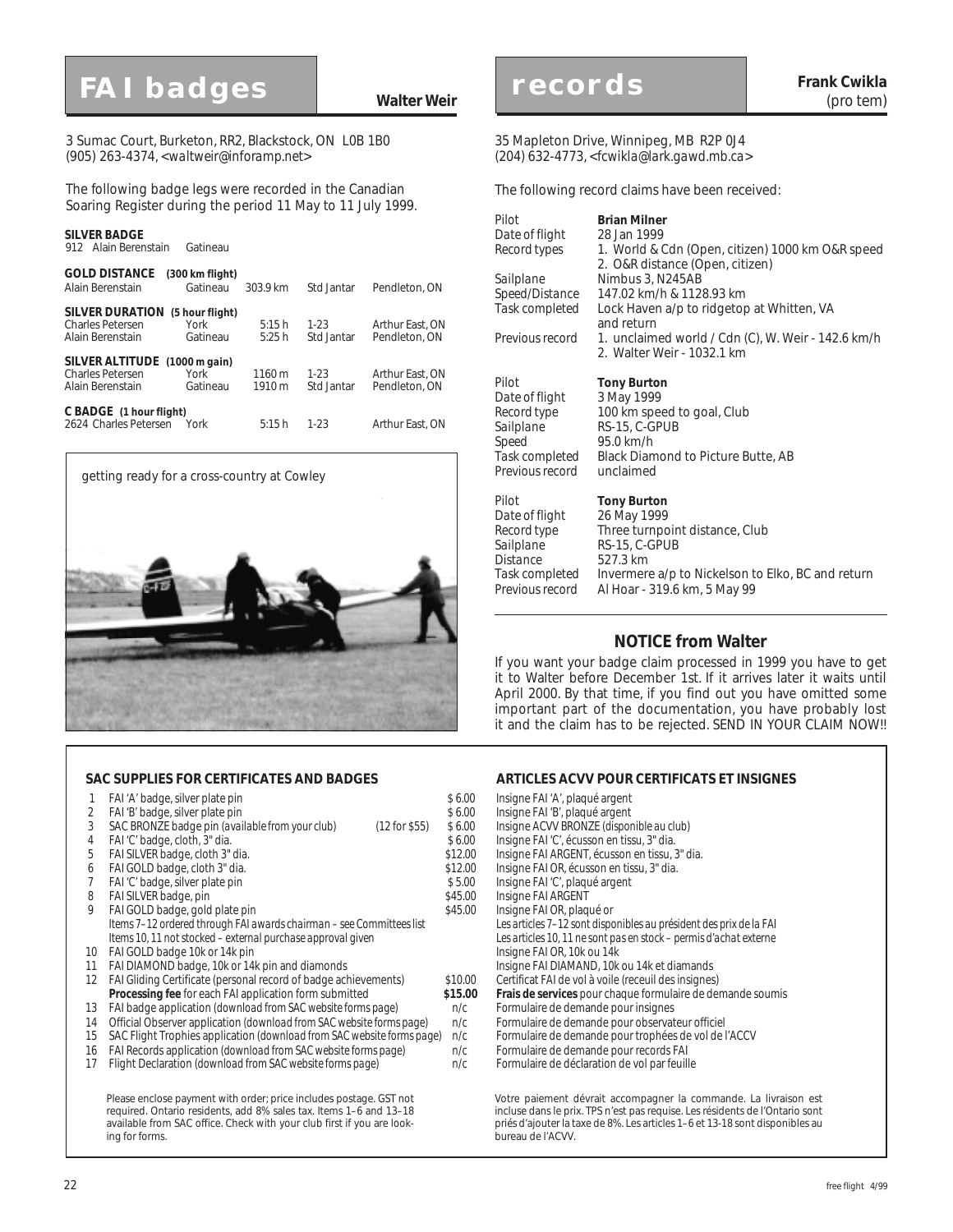# FAI badges

**Walter Weir**

3 Sumac Court, Burketon, RR2, Blackstock, ON L0B 1B0
(905) 263-4374, <waltweir@inforamp.net>

The following badge legs were recorded in the Canadian Soaring Register during the period 11 May to 11 July 1999.

**SILVER BADGE**

| | | | | |
|---|---|---|---|---|
| 912 Alain Berenstain | Gatineau | | | |
| **GOLD DISTANCE (300 km flight)** | | | | |
| Alain Berenstain | Gatineau | 303.9 km | Std Jantar | Pendleton, ON |
| **SILVER DURATION (5 hour flight)** | | | | |
| Charles Petersen | York | 5:15 h | 1-23 | Arthur East, ON |
| Alain Berenstain | Gatineau | 5:25 h | Std Jantar | Pendleton, ON |
| **SILVER ALTITUDE (1000 m gain)** | | | | |
| Charles Petersen | York | 1160 m | 1-23 | Arthur East, ON |
| Alain Berenstain | Gatineau | 1910 m | Std Jantar | Pendleton, ON |
| **C BADGE (1 hour flight)** | | | | |
| 2624 Charles Petersen | York | 5:15 h | 1-23 | Arthur East, ON |

getting ready for a cross-country at Cowley

# records

**Frank Cwikla** (pro tem)

35 Mapleton Drive, Winnipeg, MB R2P 0J4
(204) 632-4773, <fcwikla@lark.gawd.mb.ca>

The following record claims have been received:

| | |
|---|---|
| Pilot | **Brian Milner** |
| Date of flight | 28 Jan 1999 |
| Record types | 1. World & Cdn (Open, citizen) 1000 km O&R speed<br>2. O&R distance (Open, citizen) |
| Sailplane | Nimbus 3, N245AB |
| Speed/Distance | 147.02 km/h & 1128.93 km |
| Task completed | Lock Haven a/p to ridgetop at Whitten, VA and return |
| Previous record | 1. unclaimed world / Cdn (C), W. Weir - 142.6 km/h<br>2. Walter Weir - 1032.1 km |

| | |
|---|---|
| Pilot | **Tony Burton** |
| Date of flight | 3 May 1999 |
| Record type | 100 km speed to goal, Club |
| Sailplane | RS-15, C-GPUB |
| Speed | 95.0 km/h |
| Task completed | Black Diamond to Picture Butte, AB |
| Previous record | unclaimed |

| | |
|---|---|
| Pilot | **Tony Burton** |
| Date of flight | 26 May 1999 |
| Record type | Three turnpoint distance, Club |
| Sailplane | RS-15, C-GPUB |
| Distance | 527.3 km |
| Task completed | Invermere a/p to Nickelson to Elko, BC and return |
| Previous record | Al Hoar - 319.6 km, 5 May 99 |

## NOTICE from Walter

If you want your badge claim processed in 1999 you have to get it to Walter before December 1st. If it arrives later it waits until April 2000. By that time, if you find out you have omitted some important part of the documentation, you have probably lost it and the claim has to be rejected. SEND IN YOUR CLAIM NOW!!

### SAC SUPPLIES FOR CERTIFICATES AND BADGES / ARTICLES ACVV POUR CERTIFICATS ET INSIGNES

| # | Item | | Price | Article |
|---|---|---|---|---|
| 1 | FAI 'A' badge, silver plate pin | | $ 6.00 | Insigne FAI 'A', plaqué argent |
| 2 | FAI 'B' badge, silver plate pin | | $ 6.00 | Insigne FAI 'B', plaqué argent |
| 3 | SAC BRONZE badge pin *(available from your club)* | (12 for $55) | $ 6.00 | Insigne ACVV BRONZE *(disponible au club)* |
| 4 | FAI 'C' badge, cloth, 3" dia. | | $ 6.00 | Insigne FAI 'C', écusson en tissu, 3" dia. |
| 5 | FAI SILVER badge, cloth 3" dia. | | $12.00 | Insigne FAI ARGENT, écusson en tissu, 3" dia. |
| 6 | FAI GOLD badge, cloth 3" dia. | | $12.00 | Insigne FAI OR, écusson en tissu, 3" dia. |
| 7 | FAI 'C' badge, silver plate pin | | $ 5.00 | Insigne FAI 'C', plaqué argent |
| 8 | FAI SILVER badge, pin | | $45.00 | Insigne FAI ARGENT |
| 9 | FAI GOLD badge, gold plate pin | | $45.00 | Insigne FAI OR, plaqué or |
| | *Items 7–12 ordered through FAI awards chairman – see Committees list* | | | *Les articles 7–12 sont disponibles au président des prix de la FAI* |
| | *Items 10, 11 not stocked – external purchase approval given* | | | *Les articles 10, 11 ne sont pas en stock – permis d'achat externe* |
| 10 | FAI GOLD badge 10k or 14k pin | | | Insigne FAI OR, 10k ou 14k |
| 11 | FAI DIAMOND badge, 10k or 14k pin and diamonds | | | Insigne FAI DIAMAND, 10k ou 14k et diamands |
| 12 | FAI Gliding Certificate (personal record of badge achievements) | | $10.00 | Certificat FAI de vol à voile (receuil des insignes) |
| | **Processing fee** for each FAI application form submitted | | **$15.00** | **Frais de services** pour chaque formulaire de demande soumis |
| 13 | FAI badge application *(download from SAC website forms page)* | | n/c | Formulaire de demande pour insignes |
| 14 | Official Observer application *(download from SAC website forms page)* | | n/c | Formulaire de demande pour observateur officiel |
| 15 | SAC Flight Trophies application *(download from SAC website forms page)* | | n/c | Formulaire de demande pour trophées de vol de l'ACCV |
| 16 | FAI Records application *(download from SAC website forms page)* | | n/c | Formulaire de demande pour records FAI |
| 17 | Flight Declaration *(download from SAC website forms page)* | | n/c | Formulaire de déclaration de vol par feuille |

Please enclose payment with order; price includes postage. GST not required. Ontario residents, add 8% sales tax. Items 1–6 and 13–18 available from SAC office. Check with your club first if you are looking for forms.

Votre paiement dévrait accompagner la commande. La livraison est incluse dans le prix. TPS n'est pas requise. Les résidents de l'Ontario sont priés d'ajouter la taxe de 8%. Les articles 1–6 et 13-18 sont disponibles au bureau de l'ACVV.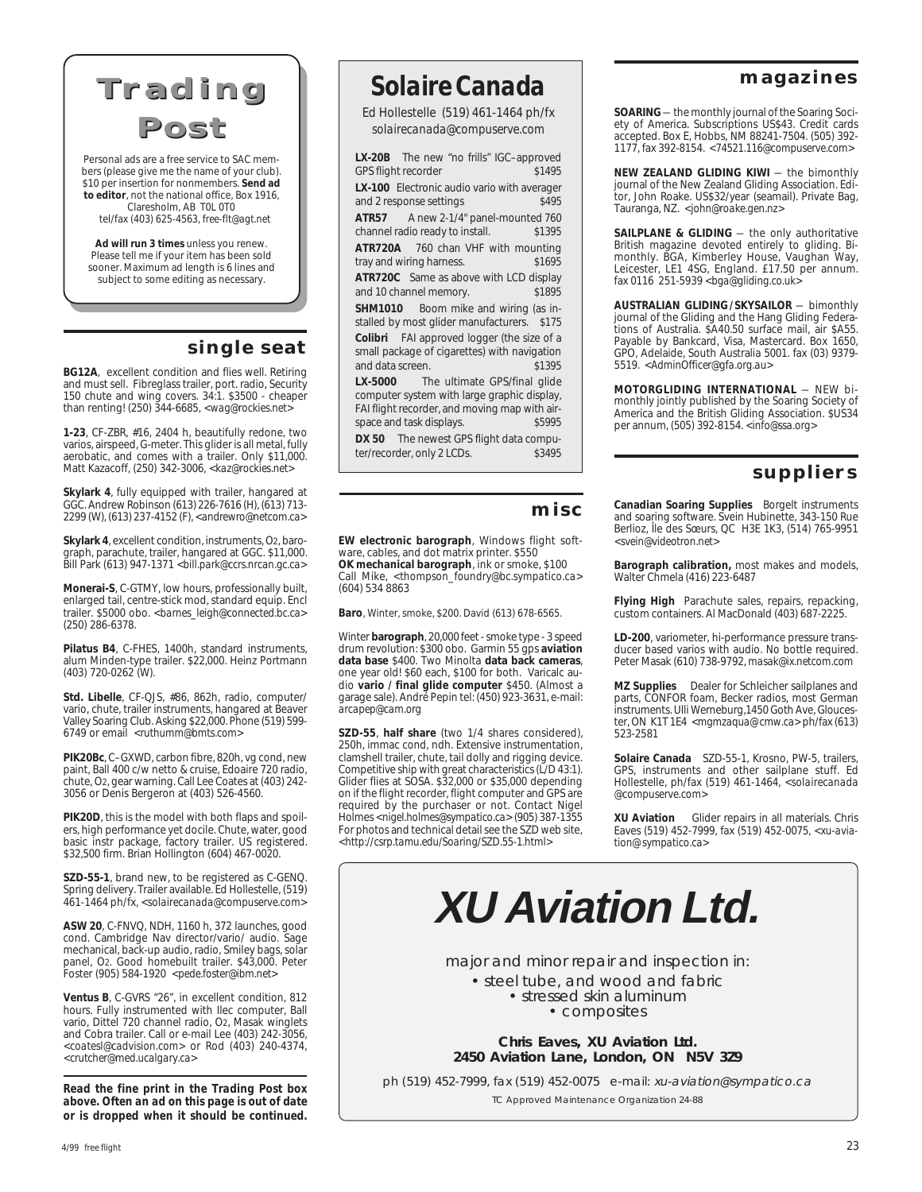# Trading Post

Personal ads are a free service to SAC members (please give me the name of your club). $10 per insertion for nonmembers. **Send ad to editor**, not the national office, Box 1916, Claresholm, AB T0L 0T0 tel/fax (403) 625-4563, free-flt@agt.net

**Ad will run 3 times** unless you renew. Please tell me if your item has been sold sooner. Maximum ad length is 6 lines and subject to some editing as necessary.

## single seat

**BG12A**, excellent condition and flies well. Retiring and must sell. Fibreglass trailer, port. radio, Security 150 chute and wing covers. 34:1. $3500 - cheaper than renting! (250) 344-6685, <wag@rockies.net>

**1-23**, CF-ZBR, #16, 2404 h, beautifully redone, two varios, airspeed, G-meter. This glider is all metal, fully aerobatic, and comes with a trailer. Only $11,000. Matt Kazacoff, (250) 342-3006, <kaz@rockies.net>

**Skylark 4**, fully equipped with trailer, hangared at GGC. Andrew Robinson (613) 226-7616 (H), (613) 713-2299 (W), (613) 237-4152 (F), <andrewro@netcom.ca>

**Skylark 4**, excellent condition, instruments, O2, barograph, parachute, trailer, hangared at GGC. $11,000. Bill Park (613) 947-1371 <bill.park@ccrs.nrcan.gc.ca>

**Monerai-S**, C-GTMY, low hours, professionally built, enlarged tail, centre-stick mod, standard equip. Encl trailer. $5000 obo. <barnes_leigh@connected.bc.ca> (250) 286-6378.

**Pilatus B4**, C-FHES, 1400h, standard instruments, alum Minden-type trailer. $22,000. Heinz Portmann (403) 720-0262 (W).

**Std. Libelle**, CF-QJS, #86, 862h, radio, computer/vario, chute, trailer instruments, hangared at Beaver Valley Soaring Club. Asking $22,000. Phone (519) 599-6749 or email <ruthumm@bmts.com>

**PIK20Bc**, C–GXWD, carbon fibre, 820h, vg cond, new paint, Ball 400 c/w netto & cruise, Edoaire 720 radio, chute, O2, gear warning. Call Lee Coates at (403) 242-3056 or Denis Bergeron at (403) 526-4560.

**PIK20D**, this is the model with both flaps and spoilers, high performance yet docile. Chute, water, good basic instr package, factory trailer. US registered. $32,500 firm. Brian Hollington (604) 467-0020.

**SZD-55-1**, brand new, to be registered as C-GENQ. Spring delivery. Trailer available. Ed Hollestelle, (519) 461-1464 ph/fx, <solairecanada@compuserve.com>

**ASW 20**, C-FNVQ, NDH, 1160 h, 372 launches, good cond. Cambridge Nav director/vario/ audio. Sage mechanical, back-up audio, radio, Smiley bags, solar panel, O2. Good homebuilt trailer. $43,000. Peter Foster (905) 584-1920 <pede.foster@ibm.net>

**Ventus B**, C-GVRS "26", in excellent condition, 812 hours. Fully instrumented with Ilec computer, Ball vario, Dittel 720 channel radio, O2, Masak winglets and Cobra trailer. Call or e-mail Lee (403) 242-3056, <coatesl@cadvision.com> or Rod (403) 240-4374, <crutcher@med.ucalgary.ca>

***Read the fine print in the Trading Post box above. Often an ad on this page is out of date or is dropped when it should be continued.***

# Solaire Canada

Ed Hollestelle (519) 461-1464 ph/fx
solairecanada@compuserve.com

**LX-20B** The new "no frills" IGC–approved GPS flight recorder $1495

**LX-100** Electronic audio vario with averager and 2 response settings $495

**ATR57** A new 2-1/4" panel-mounted 760 channel radio ready to install. $1395

**ATR720A** 760 chan VHF with mounting tray and wiring harness. $1695

**ATR720C** Same as above with LCD display and 10 channel memory. $1895

**SHM1010** Boom mike and wiring (as installed by most glider manufacturers. $175

**Colibri** FAI approved logger (the size of a small package of cigarettes) with navigation and data screen. $1395

**LX-5000** The ultimate GPS/final glide computer system with large graphic display, FAI flight recorder, and moving map with airspace and task displays. $5995

**DX 50** The newest GPS flight data computer/recorder, only 2 LCDs. $3495

## misc

**EW electronic barograph**, Windows flight software, cables, and dot matrix printer. $550
**OK mechanical barograph**, ink or smoke, $100
Call Mike, <thompson_foundry@bc.sympatico.ca> (604) 534 8863

**Baro**, Winter, smoke, $200. David (613) 678-6565.

Winter **barograph**, 20,000 feet - smoke type - 3 speed drum revolution: $300 obo. Garmin 55 gps **aviation data base** $400. Two Minolta **data back cameras**, one year old! $60 each, $100 for both. Varicalc audio **vario / final glide computer** $450. (Almost a garage sale). André Pepin tel: (450) 923-3631, e-mail: arcapep@cam.org

**SZD-55**, **half share** (two 1/4 shares considered), 250h, immac cond, ndh. Extensive instrumentation, clamshell trailer, chute, tail dolly and rigging device. Competitive ship with great characteristics (L/D 43:1). Glider flies at SOSA. $32,000 or $35,000 depending on if the flight recorder, flight computer and GPS are required by the purchaser or not. Contact Nigel Holmes <nigel.holmes@sympatico.ca> (905) 387-1355 For photos and technical detail see the SZD web site, <http://csrp.tamu.edu/Soaring/SZD.55-1.html>

## magazines

**SOARING** — the monthly journal of the Soaring Society of America. Subscriptions US$43. Credit cards accepted. Box E, Hobbs, NM 88241-7504. (505) 392-1177, fax 392-8154. <74521.116@compuserve.com>

**NEW ZEALAND GLIDING KIWI** — the bimonthly journal of the New Zealand Gliding Association. Editor, John Roake. US$32/year (seamail). Private Bag, Tauranga, NZ. <john@roake.gen.nz>

**SAILPLANE & GLIDING** — the only authoritative British magazine devoted entirely to gliding. Bimonthly. BGA, Kimberley House, Vaughan Way, Leicester, LE1 4SG, England. £17.50 per annum. fax 0116 251-5939 <bga@gliding.co.uk>

**AUSTRALIAN GLIDING / SKYSAILOR** — bimonthly journal of the Gliding and the Hang Gliding Federations of Australia. $A40.50 surface mail, air $A55. Payable by Bankcard, Visa, Mastercard. Box 1650, GPO, Adelaide, South Australia 5001. fax (03) 9379-5519. <AdminOfficer@gfa.org.au>

**MOTORGLIDING INTERNATIONAL** — NEW bimonthly jointly published by the Soaring Society of America and the British Gliding Association. $US34 per annum, (505) 392-8154. <info@ssa.org>

## suppliers

**Canadian Soaring Supplies** Borgelt instruments and soaring software. Svein Hubinette, 343-150 Rue Berlioz, Île des Sœurs, QC H3E 1K3, (514) 765-9951 <svein@videotron.net>

**Barograph calibration,** most makes and models, Walter Chmela (416) 223-6487

**Flying High** Parachute sales, repairs, repacking, custom containers. Al MacDonald (403) 687-2225.

**LD-200**, variometer, hi-performance pressure transducer based varios with audio. No bottle required. Peter Masak (610) 738-9792, masak@ix.netcom.com

**MZ Supplies** Dealer for Schleicher sailplanes and parts, CONFOR foam, Becker radios, most German instruments. Ulli Werneburg,1450 Goth Ave, Gloucester, ON K1T 1E4 <mgmzaqua@cmw.ca> ph/fax (613) 523-2581

**Solaire Canada** SZD-55-1, Krosno, PW-5, trailers, GPS, instruments and other sailplane stuff. Ed Hollestelle, ph/fax (519) 461-1464, <solairecanada@compuserve.com>

**XU Aviation** Glider repairs in all materials. Chris Eaves (519) 452-7999, fax (519) 452-0075, <xu-aviation@sympatico.ca>

# XU Aviation Ltd.

major and minor repair and inspection in:
- steel tube, and wood and fabric
- stressed skin aluminum
- composites

**Chris Eaves, XU Aviation Ltd.**
**2450 Aviation Lane, London, ON N5V 3Z9**

ph (519) 452-7999, fax (519) 452-0075 e-mail: *xu-aviation@sympatico.ca*

TC Approved Maintenance Organization 24-88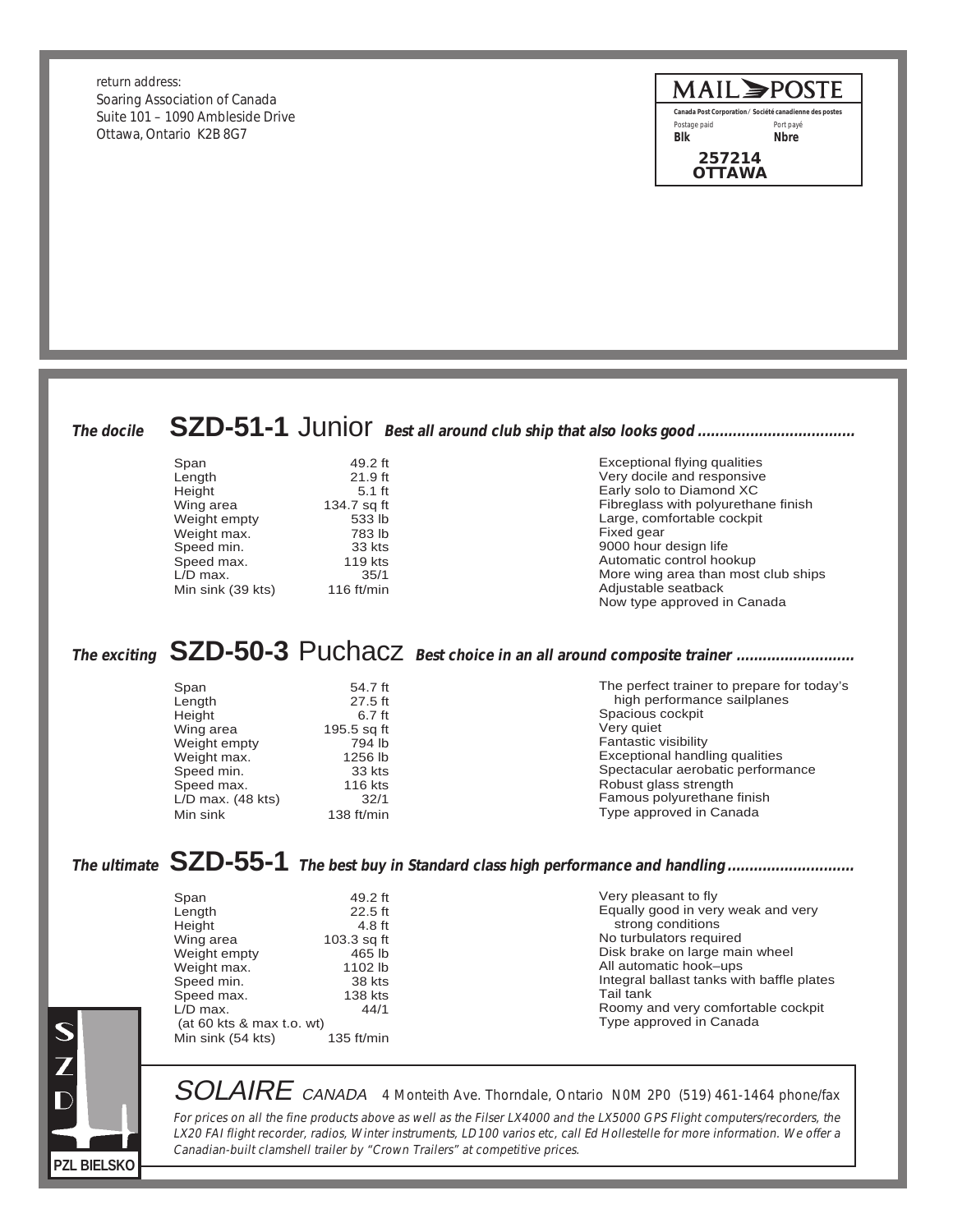return address:
Soaring Association of Canada
Suite 101 – 1090 Ambleside Drive
Ottawa, Ontario K2B 8G7

MAIL POSTE
Canada Post Corporation / Société canadienne des postes
Postage paid / Port payé
Blk / Nbre
257214
OTTAWA

## *The docile* **SZD-51-1** Junior *Best all around club ship that also looks good*

| | |
|---|---|
| Span | 49.2 ft |
| Length | 21.9 ft |
| Height | 5.1 ft |
| Wing area | 134.7 sq ft |
| Weight empty | 533 lb |
| Weight max. | 783 lb |
| Speed min. | 33 kts |
| Speed max. | 119 kts |
| L/D max. | 35/1 |
| Min sink (39 kts) | 116 ft/min |

- Exceptional flying qualities
- Very docile and responsive
- Early solo to Diamond XC
- Fibreglass with polyurethane finish
- Large, comfortable cockpit
- Fixed gear
- 9000 hour design life
- Automatic control hookup
- More wing area than most club ships
- Adjustable seatback
- Now type approved in Canada

## *The exciting* **SZD-50-3** Puchacz *Best choice in an all around composite trainer*

| | |
|---|---|
| Span | 54.7 ft |
| Length | 27.5 ft |
| Height | 6.7 ft |
| Wing area | 195.5 sq ft |
| Weight empty | 794 lb |
| Weight max. | 1256 lb |
| Speed min. | 33 kts |
| Speed max. | 116 kts |
| L/D max. (48 kts) | 32/1 |
| Min sink | 138 ft/min |

- The perfect trainer to prepare for today's high performance sailplanes
- Spacious cockpit
- Very quiet
- Fantastic visibility
- Exceptional handling qualities
- Spectacular aerobatic performance
- Robust glass strength
- Famous polyurethane finish
- Type approved in Canada

## *The ultimate* **SZD-55-1** *The best buy in Standard class high performance and handling*

| | |
|---|---|
| Span | 49.2 ft |
| Length | 22.5 ft |
| Height | 4.8 ft |
| Wing area | 103.3 sq ft |
| Weight empty | 465 lb |
| Weight max. | 1102 lb |
| Speed min. | 38 kts |
| Speed max. | 138 kts |
| L/D max. (at 60 kts & max t.o. wt) | 44/1 |
| Min sink (54 kts) | 135 ft/min |

- Very pleasant to fly
- Equally good in very weak and very strong conditions
- No turbulators required
- Disk brake on large main wheel
- All automatic hook–ups
- Integral ballast tanks with baffle plates
- Tail tank
- Roomy and very comfortable cockpit
- Type approved in Canada

SZD
PZL BIELSKO

*SOLAIRE CANADA* 4 Monteith Ave. Thorndale, Ontario N0M 2P0 (519) 461-1464 phone/fax

*For prices on all the fine products above as well as the Filser LX4000 and the LX5000 GPS Flight computers/recorders, the LX20 FAI flight recorder, radios, Winter instruments, LD100 varios etc, call Ed Hollestelle for more information. We offer a Canadian-built clamshell trailer by "Crown Trailers" at competitive prices.*